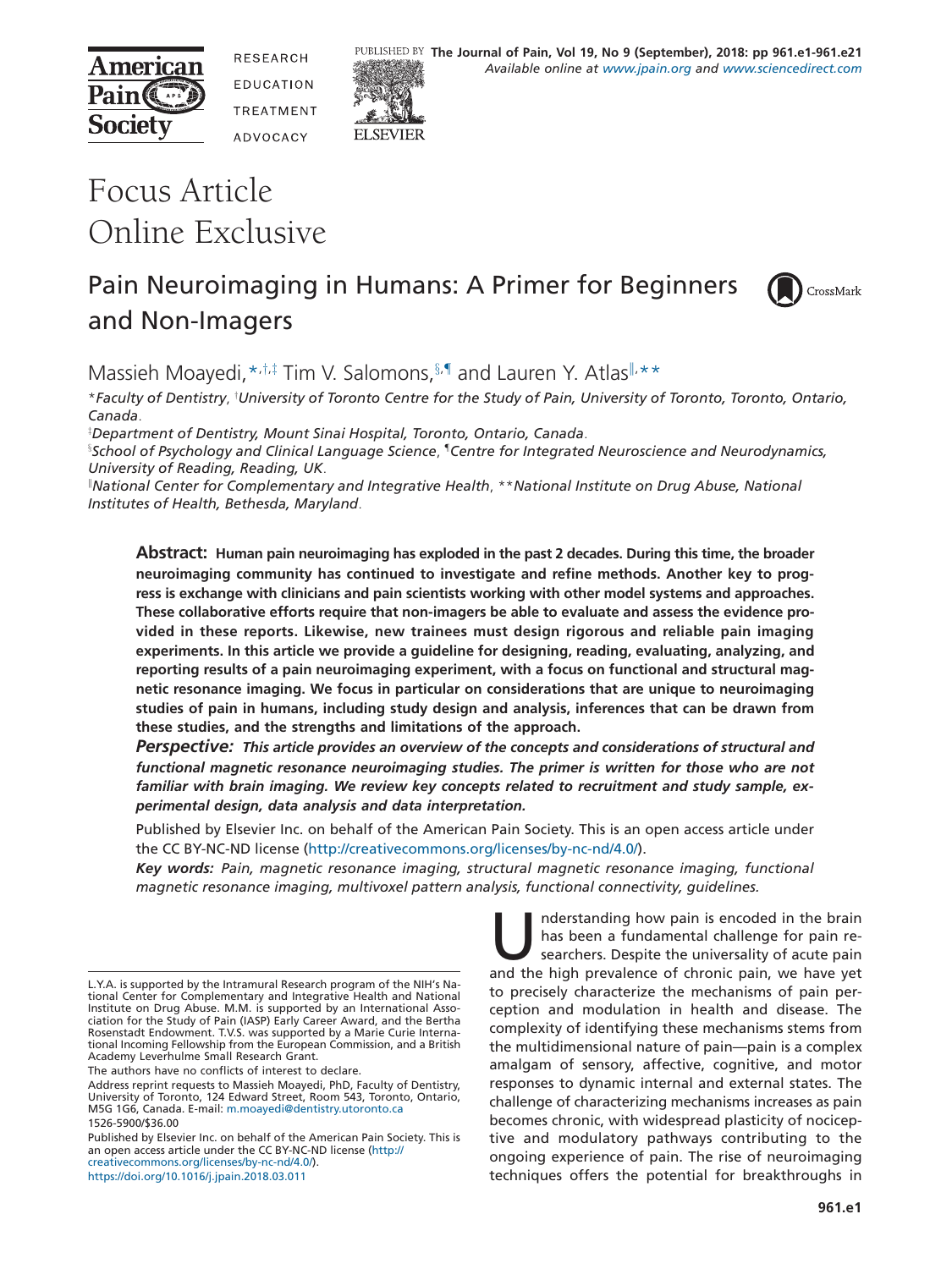# Focus Article Online Exclusive

## Pain Neuroimaging in Humans: A Primer for Beginners and Non-Imagers

Massieh Moayedi,[*,†,‡] Tim V. Salomons,[§,¶] and Lauren Y. Atlas[‖,**]

[*]Faculty of Dentistry, [†]University of Toronto Centre for the Study of Pain, University of Toronto, Toronto, Ontario, Canada.

[‡]Department of Dentistry, Mount Sinai Hospital, Toronto, Ontario, Canada.

[§]School of Psychology and Clinical Language Science, [¶]Centre for Integrated Neuroscience and Neurodynamics, University of Reading, Reading, UK.

[‖]National Center for Complementary and Integrative Health, [**]National Institute on Drug Abuse, National Institutes of Health, Bethesda, Maryland.

**Abstract: Human pain neuroimaging has exploded in the past 2 decades. During this time, the broader neuroimaging community has continued to investigate and refine methods. Another key to progress is exchange with clinicians and pain scientists working with other model systems and approaches. These collaborative efforts require that non-imagers be able to evaluate and assess the evidence provided in these reports. Likewise, new trainees must design rigorous and reliable pain imaging experiments. In this article we provide a guideline for designing, reading, evaluating, analyzing, and reporting results of a pain neuroimaging experiment, with a focus on functional and structural magnetic resonance imaging. We focus in particular on considerations that are unique to neuroimaging studies of pain in humans, including study design and analysis, inferences that can be drawn from these studies, and the strengths and limitations of the approach.**

***Perspective:*** ***This article provides an overview of the concepts and considerations of structural and functional magnetic resonance neuroimaging studies. The primer is written for those who are not familiar with brain imaging. We review key concepts related to recruitment and study sample, experimental design, data analysis and data interpretation.***

Published by Elsevier Inc. on behalf of the American Pain Society. This is an open access article under the CC BY-NC-ND license (http://creativecommons.org/licenses/by-nc-nd/4.0/).

***Key words:*** *Pain, magnetic resonance imaging, structural magnetic resonance imaging, functional magnetic resonance imaging, multivoxel pattern analysis, functional connectivity, guidelines.*

Understanding how pain is encoded in the brain has been a fundamental challenge for pain researchers. Despite the universality of acute pain and the high prevalence of chronic pain, we have yet to precisely characterize the mechanisms of pain perception and modulation in health and disease. The complexity of identifying these mechanisms stems from the multidimensional nature of pain—pain is a complex amalgam of sensory, affective, cognitive, and motor responses to dynamic internal and external states. The challenge of characterizing mechanisms increases as pain becomes chronic, with widespread plasticity of nociceptive and modulatory pathways contributing to the ongoing experience of pain. The rise of neuroimaging techniques offers the potential for breakthroughs in

---

L.Y.A. is supported by the Intramural Research program of the NIH's National Center for Complementary and Integrative Health and National Institute on Drug Abuse. M.M. is supported by an International Association for the Study of Pain (IASP) Early Career Award, and the Bertha Rosenstadt Endowment. T.V.S. was supported by a Marie Curie International Incoming Fellowship from the European Commission, and a British Academy Leverhulme Small Research Grant.

The authors have no conflicts of interest to declare.

Address reprint requests to Massieh Moayedi, PhD, Faculty of Dentistry, University of Toronto, 124 Edward Street, Room 543, Toronto, Ontario, M5G 1G6, Canada. E-mail: m.moayedi@dentistry.utoronto.ca

1526-5900/$36.00

Published by Elsevier Inc. on behalf of the American Pain Society. This is an open access article under the CC BY-NC-ND license (http://creativecommons.org/licenses/by-nc-nd/4.0/).

https://doi.org/10.1016/j.jpain.2018.03.011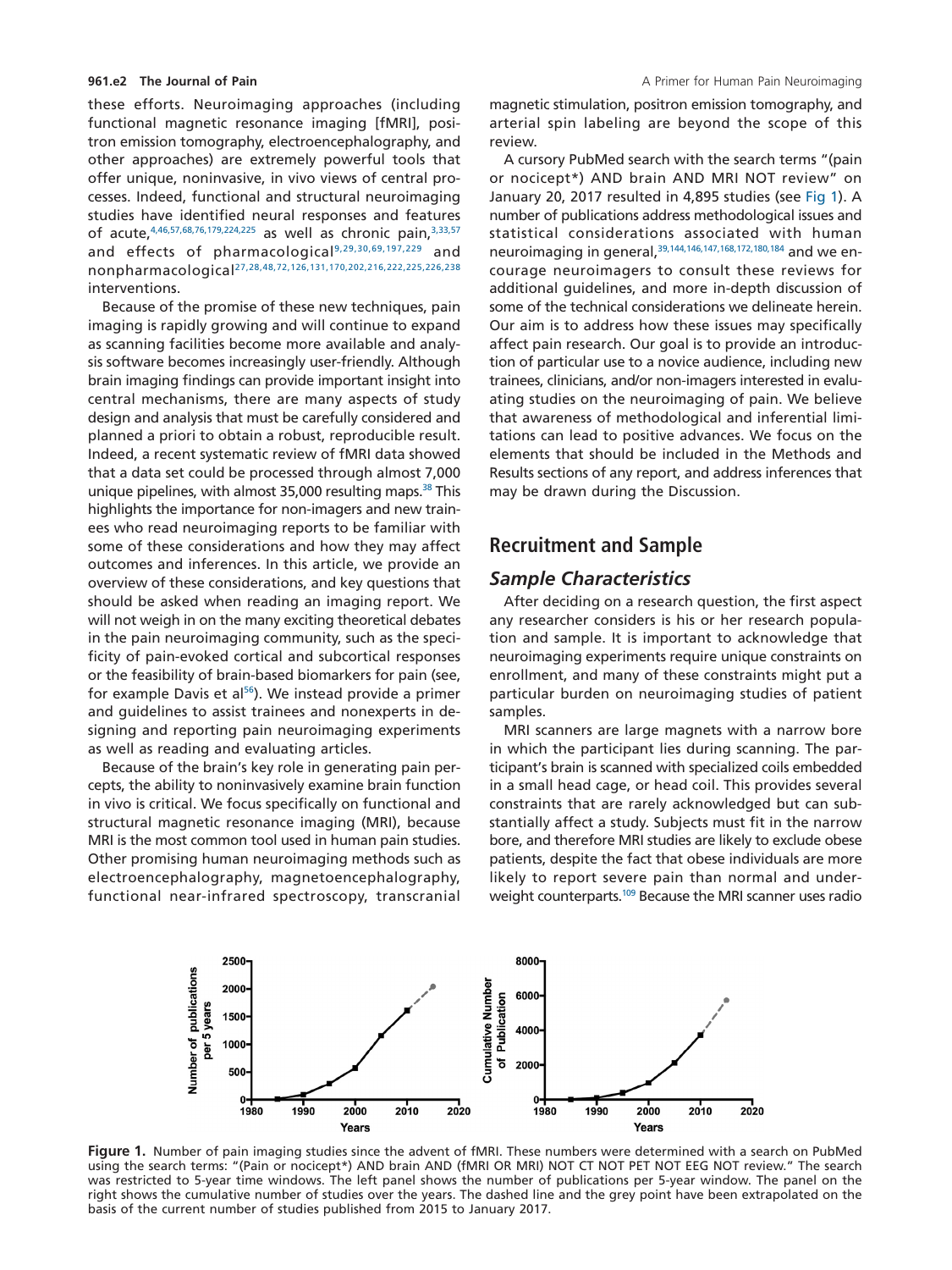these efforts. Neuroimaging approaches (including functional magnetic resonance imaging [fMRI], positron emission tomography, electroencephalography, and other approaches) are extremely powerful tools that offer unique, noninvasive, in vivo views of central processes. Indeed, functional and structural neuroimaging studies have identified neural responses and features of acute,[4,46,57,68,76,179,224,225] as well as chronic pain,[3,33,57] and effects of pharmacological[9,29,30,69,197,229] and nonpharmacological[27,28,48,72,126,131,170,202,216,222,225,226,238] interventions.

Because of the promise of these new techniques, pain imaging is rapidly growing and will continue to expand as scanning facilities become more available and analysis software becomes increasingly user-friendly. Although brain imaging findings can provide important insight into central mechanisms, there are many aspects of study design and analysis that must be carefully considered and planned a priori to obtain a robust, reproducible result. Indeed, a recent systematic review of fMRI data showed that a data set could be processed through almost 7,000 unique pipelines, with almost 35,000 resulting maps.[38] This highlights the importance for non-imagers and new trainees who read neuroimaging reports to be familiar with some of these considerations and how they may affect outcomes and inferences. In this article, we provide an overview of these considerations, and key questions that should be asked when reading an imaging report. We will not weigh in on the many exciting theoretical debates in the pain neuroimaging community, such as the specificity of pain-evoked cortical and subcortical responses or the feasibility of brain-based biomarkers for pain (see, for example Davis et al[56]). We instead provide a primer and guidelines to assist trainees and nonexperts in designing and reporting pain neuroimaging experiments as well as reading and evaluating articles.

Because of the brain's key role in generating pain percepts, the ability to noninvasively examine brain function in vivo is critical. We focus specifically on functional and structural magnetic resonance imaging (MRI), because MRI is the most common tool used in human pain studies. Other promising human neuroimaging methods such as electroencephalography, magnetoencephalography, functional near-infrared spectroscopy, transcranial magnetic stimulation, positron emission tomography, and arterial spin labeling are beyond the scope of this review.

A cursory PubMed search with the search terms "(pain or nocicept*) AND brain AND MRI NOT review" on January 20, 2017 resulted in 4,895 studies (see Fig 1). A number of publications address methodological issues and statistical considerations associated with human neuroimaging in general,[39,144,146,147,168,172,180,184] and we encourage neuroimagers to consult these reviews for additional guidelines, and more in-depth discussion of some of the technical considerations we delineate herein. Our aim is to address how these issues may specifically affect pain research. Our goal is to provide an introduction of particular use to a novice audience, including new trainees, clinicians, and/or non-imagers interested in evaluating studies on the neuroimaging of pain. We believe that awareness of methodological and inferential limitations can lead to positive advances. We focus on the elements that should be included in the Methods and Results sections of any report, and address inferences that may be drawn during the Discussion.

## Recruitment and Sample

### *Sample Characteristics*

After deciding on a research question, the first aspect any researcher considers is his or her research population and sample. It is important to acknowledge that neuroimaging experiments require unique constraints on enrollment, and many of these constraints might put a particular burden on neuroimaging studies of patient samples.

MRI scanners are large magnets with a narrow bore in which the participant lies during scanning. The participant's brain is scanned with specialized coils embedded in a small head cage, or head coil. This provides several constraints that are rarely acknowledged but can substantially affect a study. Subjects must fit in the narrow bore, and therefore MRI studies are likely to exclude obese patients, despite the fact that obese individuals are more likely to report severe pain than normal and underweight counterparts.[109] Because the MRI scanner uses radio

**Figure 1.** Number of pain imaging studies since the advent of fMRI. These numbers were determined with a search on PubMed using the search terms: "(Pain or nocicept*) AND brain AND (fMRI OR MRI) NOT CT NOT PET NOT EEG NOT review." The search was restricted to 5-year time windows. The left panel shows the number of publications per 5-year window. The panel on the right shows the cumulative number of studies over the years. The dashed line and the grey point have been extrapolated on the basis of the current number of studies published from 2015 to January 2017.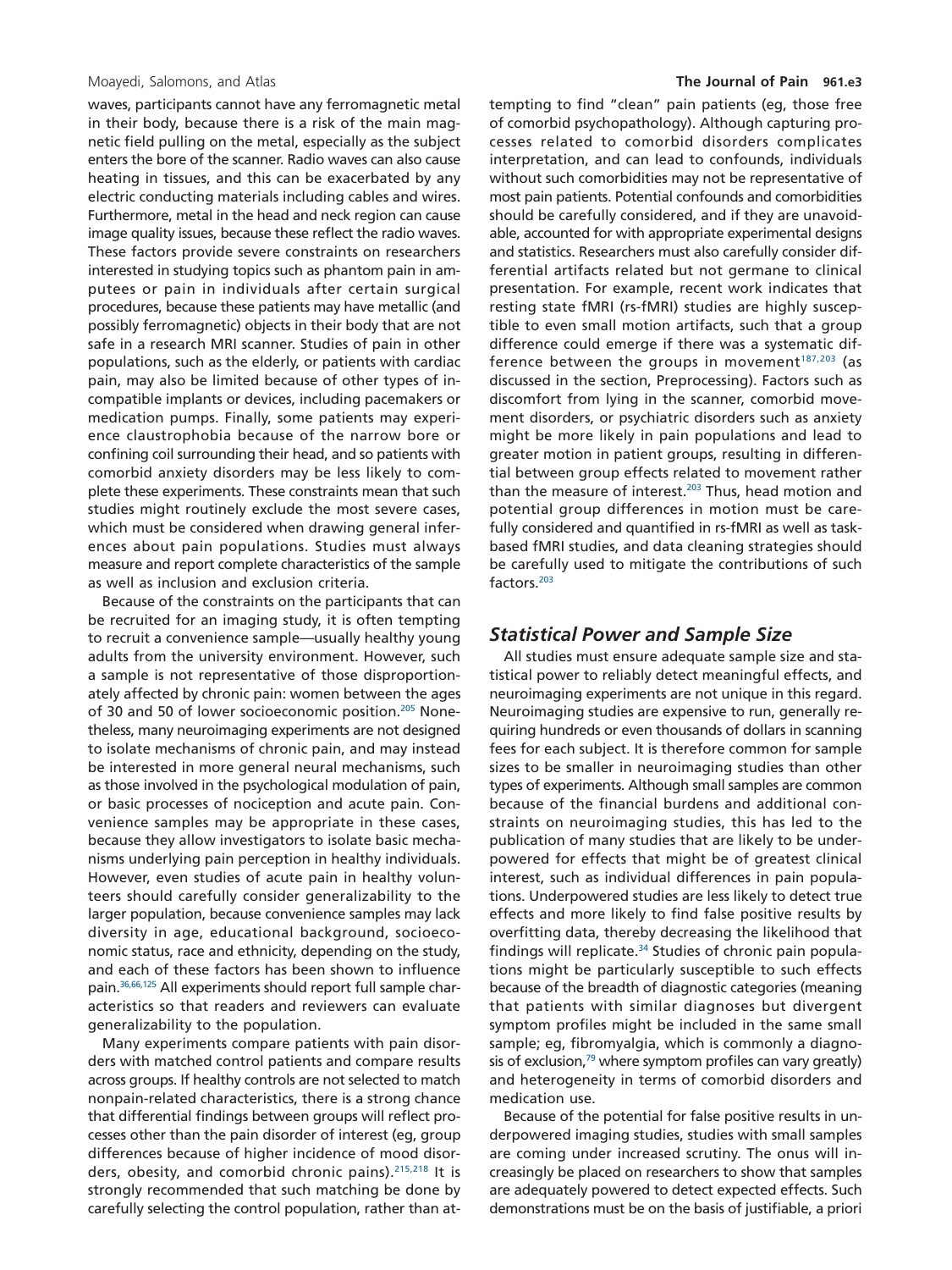waves, participants cannot have any ferromagnetic metal in their body, because there is a risk of the main magnetic field pulling on the metal, especially as the subject enters the bore of the scanner. Radio waves can also cause heating in tissues, and this can be exacerbated by any electric conducting materials including cables and wires. Furthermore, metal in the head and neck region can cause image quality issues, because these reflect the radio waves. These factors provide severe constraints on researchers interested in studying topics such as phantom pain in amputees or pain in individuals after certain surgical procedures, because these patients may have metallic (and possibly ferromagnetic) objects in their body that are not safe in a research MRI scanner. Studies of pain in other populations, such as the elderly, or patients with cardiac pain, may also be limited because of other types of incompatible implants or devices, including pacemakers or medication pumps. Finally, some patients may experience claustrophobia because of the narrow bore or confining coil surrounding their head, and so patients with comorbid anxiety disorders may be less likely to complete these experiments. These constraints mean that such studies might routinely exclude the most severe cases, which must be considered when drawing general inferences about pain populations. Studies must always measure and report complete characteristics of the sample as well as inclusion and exclusion criteria.

Because of the constraints on the participants that can be recruited for an imaging study, it is often tempting to recruit a convenience sample—usually healthy young adults from the university environment. However, such a sample is not representative of those disproportionately affected by chronic pain: women between the ages of 30 and 50 of lower socioeconomic position.[205] Nonetheless, many neuroimaging experiments are not designed to isolate mechanisms of chronic pain, and may instead be interested in more general neural mechanisms, such as those involved in the psychological modulation of pain, or basic processes of nociception and acute pain. Convenience samples may be appropriate in these cases, because they allow investigators to isolate basic mechanisms underlying pain perception in healthy individuals. However, even studies of acute pain in healthy volunteers should carefully consider generalizability to the larger population, because convenience samples may lack diversity in age, educational background, socioeconomic status, race and ethnicity, depending on the study, and each of these factors has been shown to influence pain.[36,66,125] All experiments should report full sample characteristics so that readers and reviewers can evaluate generalizability to the population.

Many experiments compare patients with pain disorders with matched control patients and compare results across groups. If healthy controls are not selected to match nonpain-related characteristics, there is a strong chance that differential findings between groups will reflect processes other than the pain disorder of interest (eg, group differences because of higher incidence of mood disorders, obesity, and comorbid chronic pains).[215,218] It is strongly recommended that such matching be done by carefully selecting the control population, rather than attempting to find "clean" pain patients (eg, those free of comorbid psychopathology). Although capturing processes related to comorbid disorders complicates interpretation, and can lead to confounds, individuals without such comorbidities may not be representative of most pain patients. Potential confounds and comorbidities should be carefully considered, and if they are unavoidable, accounted for with appropriate experimental designs and statistics. Researchers must also carefully consider differential artifacts related but not germane to clinical presentation. For example, recent work indicates that resting state fMRI (rs-fMRI) studies are highly susceptible to even small motion artifacts, such that a group difference could emerge if there was a systematic difference between the groups in movement[187,203] (as discussed in the section, Preprocessing). Factors such as discomfort from lying in the scanner, comorbid movement disorders, or psychiatric disorders such as anxiety might be more likely in pain populations and lead to greater motion in patient groups, resulting in differential between group effects related to movement rather than the measure of interest.[203] Thus, head motion and potential group differences in motion must be carefully considered and quantified in rs-fMRI as well as task-based fMRI studies, and data cleaning strategies should be carefully used to mitigate the contributions of such factors.[203]

## *Statistical Power and Sample Size*

All studies must ensure adequate sample size and statistical power to reliably detect meaningful effects, and neuroimaging experiments are not unique in this regard. Neuroimaging studies are expensive to run, generally requiring hundreds or even thousands of dollars in scanning fees for each subject. It is therefore common for sample sizes to be smaller in neuroimaging studies than other types of experiments. Although small samples are common because of the financial burdens and additional constraints on neuroimaging studies, this has led to the publication of many studies that are likely to be underpowered for effects that might be of greatest clinical interest, such as individual differences in pain populations. Underpowered studies are less likely to detect true effects and more likely to find false positive results by overfitting data, thereby decreasing the likelihood that findings will replicate.[34] Studies of chronic pain populations might be particularly susceptible to such effects because of the breadth of diagnostic categories (meaning that patients with similar diagnoses but divergent symptom profiles might be included in the same small sample; eg, fibromyalgia, which is commonly a diagnosis of exclusion,[79] where symptom profiles can vary greatly) and heterogeneity in terms of comorbid disorders and medication use.

Because of the potential for false positive results in underpowered imaging studies, studies with small samples are coming under increased scrutiny. The onus will increasingly be placed on researchers to show that samples are adequately powered to detect expected effects. Such demonstrations must be on the basis of justifiable, a priori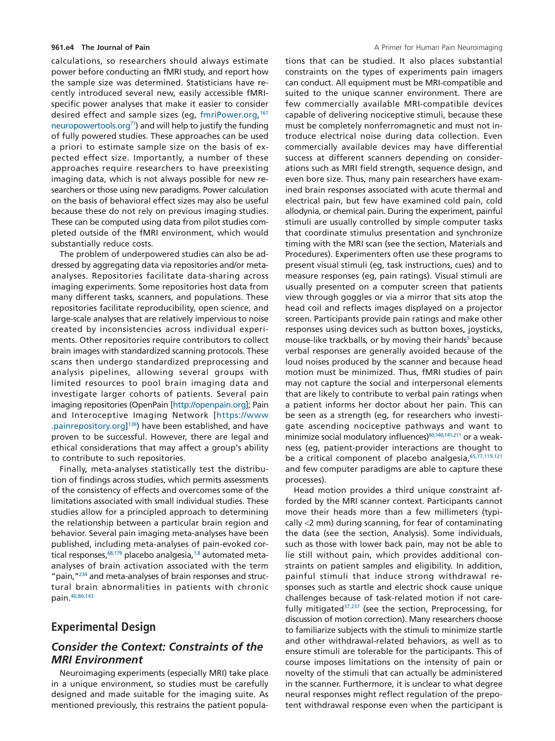calculations, so researchers should always estimate power before conducting an fMRI study, and report how the sample size was determined. Statisticians have recently introduced several new, easily accessible fMRI-specific power analyses that make it easier to consider desired effect and sample sizes (eg, fmriPower.org,[167] neuropowertools.org[71]) and will help to justify the funding of fully powered studies. These approaches can be used a priori to estimate sample size on the basis of expected effect size. Importantly, a number of these approaches require researchers to have preexisting imaging data, which is not always possible for new researchers or those using new paradigms. Power calculation on the basis of behavioral effect sizes may also be useful because these do not rely on previous imaging studies. These can be computed using data from pilot studies completed outside of the fMRI environment, which would substantially reduce costs.

The problem of underpowered studies can also be addressed by aggregating data via repositories and/or meta-analyses. Repositories facilitate data-sharing across imaging experiments. Some repositories host data from many different tasks, scanners, and populations. These repositories facilitate reproducibility, open science, and large-scale analyses that are relatively impervious to noise created by inconsistencies across individual experiments. Other repositories require contributors to collect brain images with standardized scanning protocols. These scans then undergo standardized preprocessing and analysis pipelines, allowing several groups with limited resources to pool brain imaging data and investigate larger cohorts of patients. Several pain imaging repositories (OpenPain [http://openpain.org]; Pain and Interoceptive Imaging Network [https://www.painrepository.org][136]) have been established, and have proven to be successful. However, there are legal and ethical considerations that may affect a group's ability to contribute to such repositories.

Finally, meta-analyses statistically test the distribution of findings across studies, which permits assessments of the consistency of effects and overcomes some of the limitations associated with small individual studies. These studies allow for a principled approach to determining the relationship between a particular brain region and behavior. Several pain imaging meta-analyses have been published, including meta-analyses of pain-evoked cortical responses,[68,179] placebo analgesia,[1,8] automated meta-analyses of brain activation associated with the term "pain,"[234] and meta-analyses of brain responses and structural brain abnormalities in patients with chronic pain.[40,80,143]

## Experimental Design

### *Consider the Context: Constraints of the MRI Environment*

Neuroimaging experiments (especially MRI) take place in a unique environment, so studies must be carefully designed and made suitable for the imaging suite. As mentioned previously, this restrains the patient populations that can be studied. It also places substantial constraints on the types of experiments pain imagers can conduct. All equipment must be MRI-compatible and suited to the unique scanner environment. There are few commercially available MRI-compatible devices capable of delivering nociceptive stimuli, because these must be completely nonferromagnetic and must not introduce electrical noise during data collection. Even commercially available devices may have differential success at different scanners depending on considerations such as MRI field strength, sequence design, and even bore size. Thus, many pain researchers have examined brain responses associated with acute thermal and electrical pain, but few have examined cold pain, cold allodynia, or chemical pain. During the experiment, painful stimuli are usually controlled by simple computer tasks that coordinate stimulus presentation and synchronize timing with the MRI scan (see the section, Materials and Procedures). Experimenters often use these programs to present visual stimuli (eg, task instructions, cues) and to measure responses (eg, pain ratings). Visual stimuli are usually presented on a computer screen that patients view through goggles or via a mirror that sits atop the head coil and reflects images displayed on a projector screen. Participants provide pain ratings and make other responses using devices such as button boxes, joysticks, mouse-like trackballs, or by moving their hands[5] because verbal responses are generally avoided because of the loud noises produced by the scanner and because head motion must be minimized. Thus, fMRI studies of pain may not capture the social and interpersonal elements that are likely to contribute to verbal pain ratings when a patient informs her doctor about her pain. This can be seen as a strength (eg, for researchers who investigate ascending nociceptive pathways and want to minimize social modulatory influences)[60,140,141,211] or a weakness (eg, patient-provider interactions are thought to be a critical component of placebo analgesia,[65,77,119,121] and few computer paradigms are able to capture these processes).

Head motion provides a third unique constraint afforded by the MRI scanner context. Participants cannot move their heads more than a few millimeters (typically <2 mm) during scanning, for fear of contaminating the data (see the section, Analysis). Some individuals, such as those with lower back pain, may not be able to lie still without pain, which provides additional constraints on patient samples and eligibility. In addition, painful stimuli that induce strong withdrawal responses such as startle and electric shock cause unique challenges because of task-related motion if not carefully mitigated[37,237] (see the section, Preprocessing, for discussion of motion correction). Many researchers choose to familiarize subjects with the stimuli to minimize startle and other withdrawal-related behaviors, as well as to ensure stimuli are tolerable for the participants. This of course imposes limitations on the intensity of pain or novelty of the stimuli that can actually be administered in the scanner. Furthermore, it is unclear to what degree neural responses might reflect regulation of the prepotent withdrawal response even when the participant is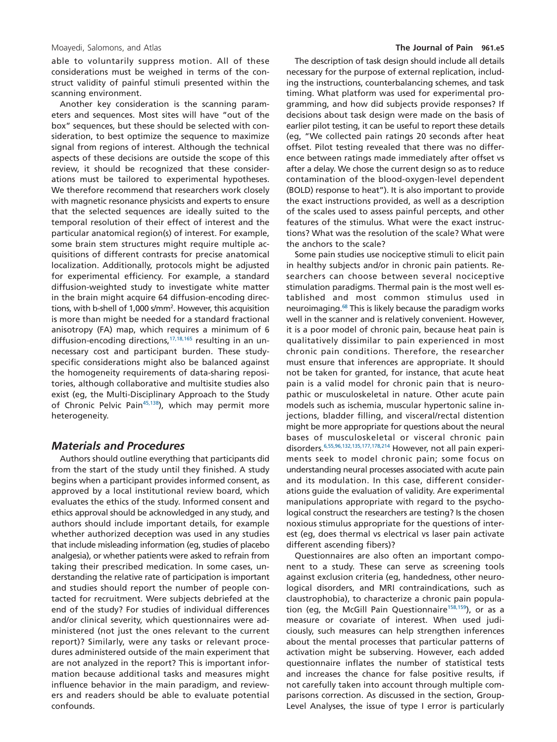able to voluntarily suppress motion. All of these considerations must be weighed in terms of the construct validity of painful stimuli presented within the scanning environment.

Another key consideration is the scanning parameters and sequences. Most sites will have "out of the box" sequences, but these should be selected with consideration, to best optimize the sequence to maximize signal from regions of interest. Although the technical aspects of these decisions are outside the scope of this review, it should be recognized that these considerations must be tailored to experimental hypotheses. We therefore recommend that researchers work closely with magnetic resonance physicists and experts to ensure that the selected sequences are ideally suited to the temporal resolution of their effect of interest and the particular anatomical region(s) of interest. For example, some brain stem structures might require multiple acquisitions of different contrasts for precise anatomical localization. Additionally, protocols might be adjusted for experimental efficiency. For example, a standard diffusion-weighted study to investigate white matter in the brain might acquire 64 diffusion-encoding directions, with b-shell of 1,000 s/mm$^2$. However, this acquisition is more than might be needed for a standard fractional anisotropy (FA) map, which requires a minimum of 6 diffusion-encoding directions,[17,18,165] resulting in an unnecessary cost and participant burden. These study-specific considerations might also be balanced against the homogeneity requirements of data-sharing repositories, although collaborative and multisite studies also exist (eg, the Multi-Disciplinary Approach to the Study of Chronic Pelvic Pain[45,138]), which may permit more heterogeneity.

## Materials and Procedures

Authors should outline everything that participants did from the start of the study until they finished. A study begins when a participant provides informed consent, as approved by a local institutional review board, which evaluates the ethics of the study. Informed consent and ethics approval should be acknowledged in any study, and authors should include important details, for example whether authorized deception was used in any studies that include misleading information (eg, studies of placebo analgesia), or whether patients were asked to refrain from taking their prescribed medication. In some cases, understanding the relative rate of participation is important and studies should report the number of people contacted for recruitment. Were subjects debriefed at the end of the study? For studies of individual differences and/or clinical severity, which questionnaires were administered (not just the ones relevant to the current report)? Similarly, were any tasks or relevant procedures administered outside of the main experiment that are not analyzed in the report? This is important information because additional tasks and measures might influence behavior in the main paradigm, and reviewers and readers should be able to evaluate potential confounds.

The description of task design should include all details necessary for the purpose of external replication, including the instructions, counterbalancing schemes, and task timing. What platform was used for experimental programming, and how did subjects provide responses? If decisions about task design were made on the basis of earlier pilot testing, it can be useful to report these details (eg, "We collected pain ratings 20 seconds after heat offset. Pilot testing revealed that there was no difference between ratings made immediately after offset vs after a delay. We chose the current design so as to reduce contamination of the blood-oxygen-level dependent (BOLD) response to heat"). It is also important to provide the exact instructions provided, as well as a description of the scales used to assess painful percepts, and other features of the stimulus. What were the exact instructions? What was the resolution of the scale? What were the anchors to the scale?

Some pain studies use nociceptive stimuli to elicit pain in healthy subjects and/or in chronic pain patients. Researchers can choose between several nociceptive stimulation paradigms. Thermal pain is the most well established and most common stimulus used in neuroimaging.[68] This is likely because the paradigm works well in the scanner and is relatively convenient. However, it is a poor model of chronic pain, because heat pain is qualitatively dissimilar to pain experienced in most chronic pain conditions. Therefore, the researcher must ensure that inferences are appropriate. It should not be taken for granted, for instance, that acute heat pain is a valid model for chronic pain that is neuropathic or musculoskeletal in nature. Other acute pain models such as ischemia, muscular hypertonic saline injections, bladder filling, and visceral/rectal distention might be more appropriate for questions about the neural bases of musculoskeletal or visceral chronic pain disorders.[6,55,96,132,135,177,178,214] However, not all pain experiments seek to model chronic pain; some focus on understanding neural processes associated with acute pain and its modulation. In this case, different considerations guide the evaluation of validity. Are experimental manipulations appropriate with regard to the psychological construct the researchers are testing? Is the chosen noxious stimulus appropriate for the questions of interest (eg, does thermal vs electrical vs laser pain activate different ascending fibers)?

Questionnaires are also often an important component to a study. These can serve as screening tools against exclusion criteria (eg, handedness, other neurological disorders, and MRI contraindications, such as claustrophobia), to characterize a chronic pain population (eg, the McGill Pain Questionnaire[158,159]), or as a measure or covariate of interest. When used judiciously, such measures can help strengthen inferences about the mental processes that particular patterns of activation might be subserving. However, each added questionnaire inflates the number of statistical tests and increases the chance for false positive results, if not carefully taken into account through multiple comparisons correction. As discussed in the section, Group-Level Analyses, the issue of type I error is particularly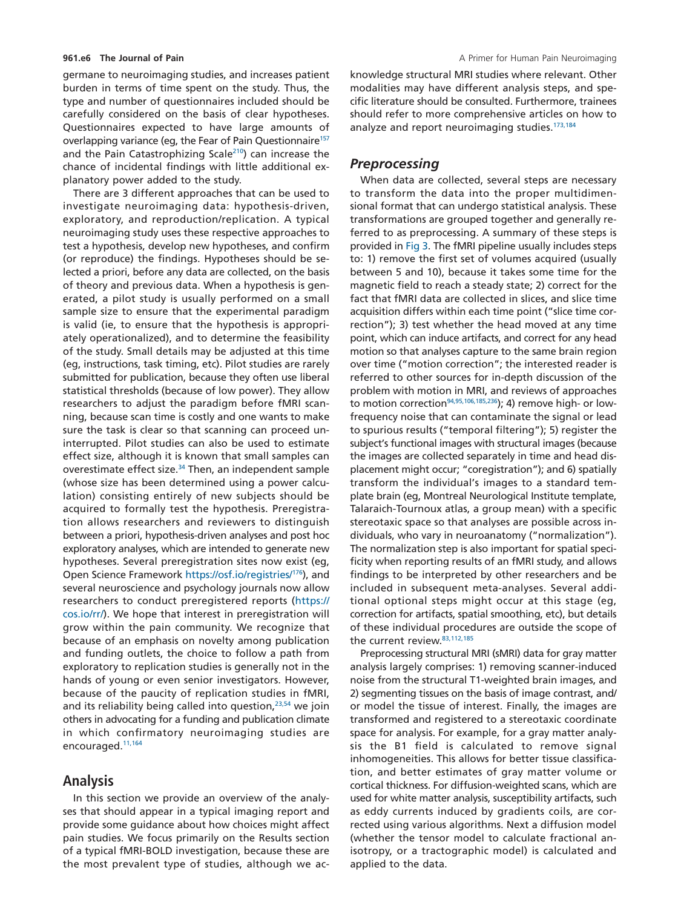germane to neuroimaging studies, and increases patient burden in terms of time spent on the study. Thus, the type and number of questionnaires included should be carefully considered on the basis of clear hypotheses. Questionnaires expected to have large amounts of overlapping variance (eg, the Fear of Pain Questionnaire[157] and the Pain Catastrophizing Scale[210]) can increase the chance of incidental findings with little additional explanatory power added to the study.

There are 3 different approaches that can be used to investigate neuroimaging data: hypothesis-driven, exploratory, and reproduction/replication. A typical neuroimaging study uses these respective approaches to test a hypothesis, develop new hypotheses, and confirm (or reproduce) the findings. Hypotheses should be selected a priori, before any data are collected, on the basis of theory and previous data. When a hypothesis is generated, a pilot study is usually performed on a small sample size to ensure that the experimental paradigm is valid (ie, to ensure that the hypothesis is appropriately operationalized), and to determine the feasibility of the study. Small details may be adjusted at this time (eg, instructions, task timing, etc). Pilot studies are rarely submitted for publication, because they often use liberal statistical thresholds (because of low power). They allow researchers to adjust the paradigm before fMRI scanning, because scan time is costly and one wants to make sure the task is clear so that scanning can proceed uninterrupted. Pilot studies can also be used to estimate effect size, although it is known that small samples can overestimate effect size.[34] Then, an independent sample (whose size has been determined using a power calculation) consisting entirely of new subjects should be acquired to formally test the hypothesis. Preregistration allows researchers and reviewers to distinguish between a priori, hypothesis-driven analyses and post hoc exploratory analyses, which are intended to generate new hypotheses. Several preregistration sites now exist (eg, Open Science Framework https://osf.io/registries/[176]), and several neuroscience and psychology journals now allow researchers to conduct preregistered reports (https://cos.io/rr/). We hope that interest in preregistration will grow within the pain community. We recognize that because of an emphasis on novelty among publication and funding outlets, the choice to follow a path from exploratory to replication studies is generally not in the hands of young or even senior investigators. However, because of the paucity of replication studies in fMRI, and its reliability being called into question,[23,54] we join others in advocating for a funding and publication climate in which confirmatory neuroimaging studies are encouraged.[11,164]

## Analysis

In this section we provide an overview of the analyses that should appear in a typical imaging report and provide some guidance about how choices might affect pain studies. We focus primarily on the Results section of a typical fMRI-BOLD investigation, because these are the most prevalent type of studies, although we acknowledge structural MRI studies where relevant. Other modalities may have different analysis steps, and specific literature should be consulted. Furthermore, trainees should refer to more comprehensive articles on how to analyze and report neuroimaging studies.[173,184]

### *Preprocessing*

When data are collected, several steps are necessary to transform the data into the proper multidimensional format that can undergo statistical analysis. These transformations are grouped together and generally referred to as preprocessing. A summary of these steps is provided in Fig 3. The fMRI pipeline usually includes steps to: 1) remove the first set of volumes acquired (usually between 5 and 10), because it takes some time for the magnetic field to reach a steady state; 2) correct for the fact that fMRI data are collected in slices, and slice time acquisition differs within each time point ("slice time correction"); 3) test whether the head moved at any time point, which can induce artifacts, and correct for any head motion so that analyses capture to the same brain region over time ("motion correction"; the interested reader is referred to other sources for in-depth discussion of the problem with motion in MRI, and reviews of approaches to motion correction[94,95,106,185,236]); 4) remove high- or low-frequency noise that can contaminate the signal or lead to spurious results ("temporal filtering"); 5) register the subject's functional images with structural images (because the images are collected separately in time and head displacement might occur; "coregistration"); and 6) spatially transform the individual's images to a standard template brain (eg, Montreal Neurological Institute template, Talaraich-Tournoux atlas, a group mean) with a specific stereotaxic space so that analyses are possible across individuals, who vary in neuroanatomy ("normalization"). The normalization step is also important for spatial specificity when reporting results of an fMRI study, and allows findings to be interpreted by other researchers and be included in subsequent meta-analyses. Several additional optional steps might occur at this stage (eg, correction for artifacts, spatial smoothing, etc), but details of these individual procedures are outside the scope of the current review.[83,112,185]

Preprocessing structural MRI (sMRI) data for gray matter analysis largely comprises: 1) removing scanner-induced noise from the structural T1-weighted brain images, and 2) segmenting tissues on the basis of image contrast, and/or model the tissue of interest. Finally, the images are transformed and registered to a stereotaxic coordinate space for analysis. For example, for a gray matter analysis the B1 field is calculated to remove signal inhomogeneities. This allows for better tissue classification, and better estimates of gray matter volume or cortical thickness. For diffusion-weighted scans, which are used for white matter analysis, susceptibility artifacts, such as eddy currents induced by gradients coils, are corrected using various algorithms. Next a diffusion model (whether the tensor model to calculate fractional anisotropy, or a tractographic model) is calculated and applied to the data.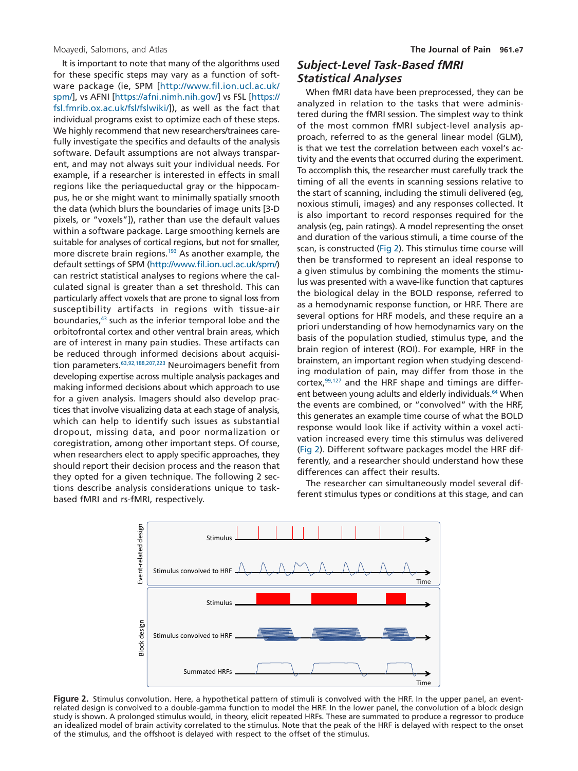It is important to note that many of the algorithms used for these specific steps may vary as a function of software package (ie, SPM [http://www.fil.ion.ucl.ac.uk/spm/], vs AFNI [https://afni.nimh.nih.gov/] vs FSL [https://fsl.fmrib.ox.ac.uk/fsl/fslwiki/]), as well as the fact that individual programs exist to optimize each of these steps. We highly recommend that new researchers/trainees carefully investigate the specifics and defaults of the analysis software. Default assumptions are not always transparent, and may not always suit your individual needs. For example, if a researcher is interested in effects in small regions like the periaqueductal gray or the hippocampus, he or she might want to minimally spatially smooth the data (which blurs the boundaries of image units [3-D pixels, or "voxels"]), rather than use the default values within a software package. Large smoothing kernels are suitable for analyses of cortical regions, but not for smaller, more discrete brain regions.[193] As another example, the default settings of SPM (http://www.fil.ion.ucl.ac.uk/spm/) can restrict statistical analyses to regions where the calculated signal is greater than a set threshold. This can particularly affect voxels that are prone to signal loss from susceptibility artifacts in regions with tissue-air boundaries,[43] such as the inferior temporal lobe and the orbitofrontal cortex and other ventral brain areas, which are of interest in many pain studies. These artifacts can be reduced through informed decisions about acquisition parameters.[63,92,188,207,223] Neuroimagers benefit from developing expertise across multiple analysis packages and making informed decisions about which approach to use for a given analysis. Imagers should also develop practices that involve visualizing data at each stage of analysis, which can help to identify such issues as substantial dropout, missing data, and poor normalization or coregistration, among other important steps. Of course, when researchers elect to apply specific approaches, they should report their decision process and the reason that they opted for a given technique. The following 2 sections describe analysis considerations unique to task-based fMRI and rs-fMRI, respectively.

## *Subject-Level Task-Based fMRI Statistical Analyses*

When fMRI data have been preprocessed, they can be analyzed in relation to the tasks that were administered during the fMRI session. The simplest way to think of the most common fMRI subject-level analysis approach, referred to as the general linear model (GLM), is that we test the correlation between each voxel's activity and the events that occurred during the experiment. To accomplish this, the researcher must carefully track the timing of all the events in scanning sessions relative to the start of scanning, including the stimuli delivered (eg, noxious stimuli, images) and any responses collected. It is also important to record responses required for the analysis (eg, pain ratings). A model representing the onset and duration of the various stimuli, a time course of the scan, is constructed (Fig 2). This stimulus time course will then be transformed to represent an ideal response to a given stimulus by combining the moments the stimulus was presented with a wave-like function that captures the biological delay in the BOLD response, referred to as a hemodynamic response function, or HRF. There are several options for HRF models, and these require an a priori understanding of how hemodynamics vary on the basis of the population studied, stimulus type, and the brain region of interest (ROI). For example, HRF in the brainstem, an important region when studying descending modulation of pain, may differ from those in the cortex,[99,127] and the HRF shape and timings are different between young adults and elderly individuals.[64] When the events are combined, or "convolved" with the HRF, this generates an example time course of what the BOLD response would look like if activity within a voxel activation increased every time this stimulus was delivered (Fig 2). Different software packages model the HRF differently, and a researcher should understand how these differences can affect their results.

The researcher can simultaneously model several different stimulus types or conditions at this stage, and can

**Figure 2.** Stimulus convolution. Here, a hypothetical pattern of stimuli is convolved with the HRF. In the upper panel, an event-related design is convolved to a double-gamma function to model the HRF. In the lower panel, the convolution of a block design study is shown. A prolonged stimulus would, in theory, elicit repeated HRFs. These are summated to produce a regressor to produce an idealized model of brain activity correlated to the stimulus. Note that the peak of the HRF is delayed with respect to the onset of the stimulus, and the offshoot is delayed with respect to the offset of the stimulus.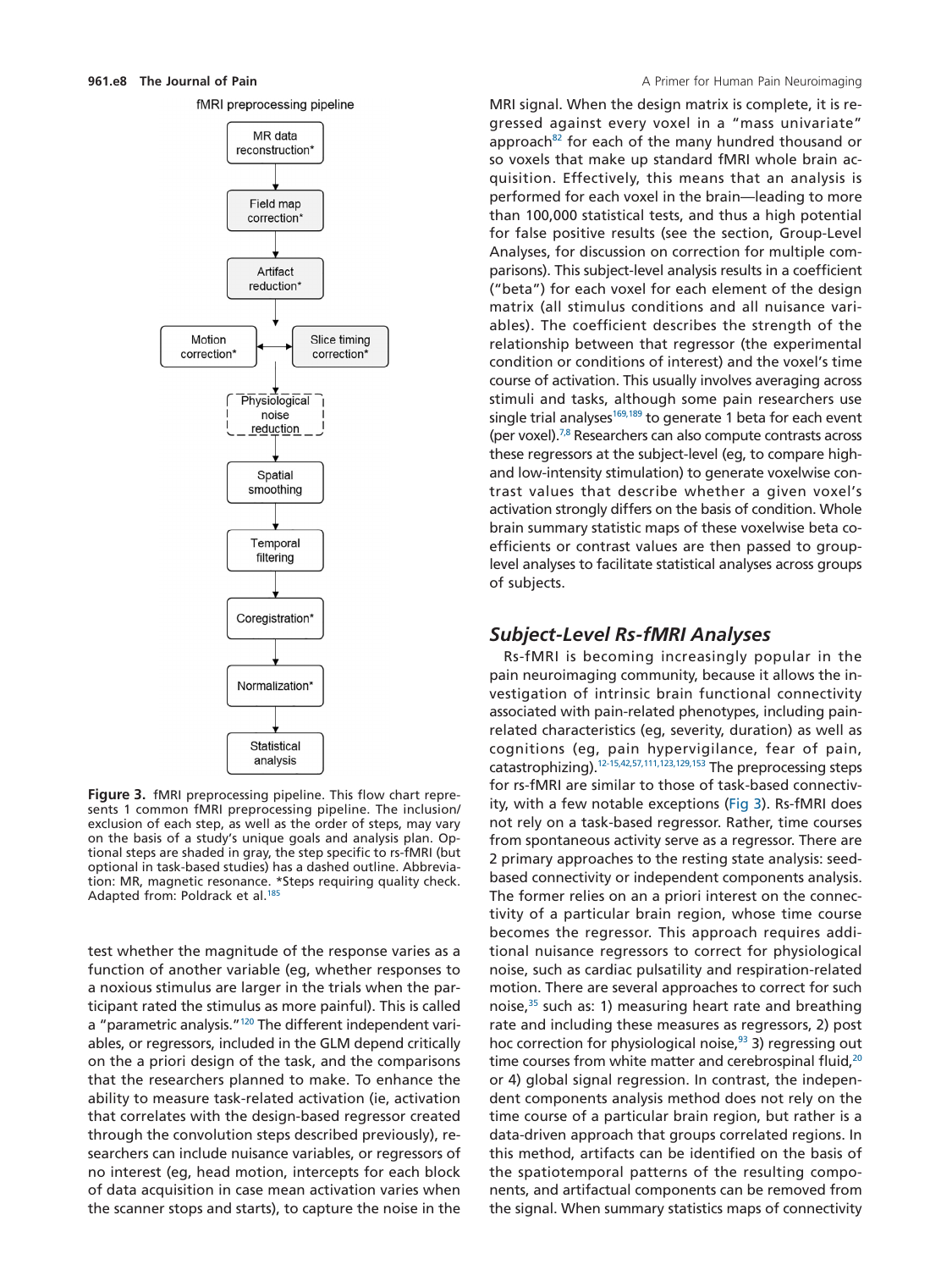fMRI preprocessing pipeline

MR data reconstruction* → Field map correction* → Artifact reduction* → Motion correction* ↔ Slice timing correction* → Physiological noise reduction → Spatial smoothing → Temporal filtering → Coregistration* → Normalization* → Statistical analysis

**Figure 3.** fMRI preprocessing pipeline. This flow chart represents 1 common fMRI preprocessing pipeline. The inclusion/exclusion of each step, as well as the order of steps, may vary on the basis of a study's unique goals and analysis plan. Optional steps are shaded in gray, the step specific to rs-fMRI (but optional in task-based studies) has a dashed outline. Abbreviation: MR, magnetic resonance. *Steps requiring quality check. Adapted from: Poldrack et al.[185]

test whether the magnitude of the response varies as a function of another variable (eg, whether responses to a noxious stimulus are larger in the trials when the participant rated the stimulus as more painful). This is called a "parametric analysis."[120] The different independent variables, or regressors, included in the GLM depend critically on the a priori design of the task, and the comparisons that the researchers planned to make. To enhance the ability to measure task-related activation (ie, activation that correlates with the design-based regressor created through the convolution steps described previously), researchers can include nuisance variables, or regressors of no interest (eg, head motion, intercepts for each block of data acquisition in case mean activation varies when the scanner stops and starts), to capture the noise in the MRI signal. When the design matrix is complete, it is regressed against every voxel in a "mass univariate" approach[82] for each of the many hundred thousand or so voxels that make up standard fMRI whole brain acquisition. Effectively, this means that an analysis is performed for each voxel in the brain—leading to more than 100,000 statistical tests, and thus a high potential for false positive results (see the section, Group-Level Analyses, for discussion on correction for multiple comparisons). This subject-level analysis results in a coefficient ("beta") for each voxel for each element of the design matrix (all stimulus conditions and all nuisance variables). The coefficient describes the strength of the relationship between that regressor (the experimental condition or conditions of interest) and the voxel's time course of activation. This usually involves averaging across stimuli and tasks, although some pain researchers use single trial analyses[169,189] to generate 1 beta for each event (per voxel).[7,8] Researchers can also compute contrasts across these regressors at the subject-level (eg, to compare high- and low-intensity stimulation) to generate voxelwise contrast values that describe whether a given voxel's activation strongly differs on the basis of condition. Whole brain summary statistic maps of these voxelwise beta coefficients or contrast values are then passed to group-level analyses to facilitate statistical analyses across groups of subjects.

## *Subject-Level Rs-fMRI Analyses*

Rs-fMRI is becoming increasingly popular in the pain neuroimaging community, because it allows the investigation of intrinsic brain functional connectivity associated with pain-related phenotypes, including pain-related characteristics (eg, severity, duration) as well as cognitions (eg, pain hypervigilance, fear of pain, catastrophizing).[12-15,42,57,111,123,129,153] The preprocessing steps for rs-fMRI are similar to those of task-based connectivity, with a few notable exceptions (Fig 3). Rs-fMRI does not rely on a task-based regressor. Rather, time courses from spontaneous activity serve as a regressor. There are 2 primary approaches to the resting state analysis: seed-based connectivity or independent components analysis. The former relies on an a priori interest on the connectivity of a particular brain region, whose time course becomes the regressor. This approach requires additional nuisance regressors to correct for physiological noise, such as cardiac pulsatility and respiration-related motion. There are several approaches to correct for such noise,[35] such as: 1) measuring heart rate and breathing rate and including these measures as regressors, 2) post hoc correction for physiological noise,[93] 3) regressing out time courses from white matter and cerebrospinal fluid,[20] or 4) global signal regression. In contrast, the independent components analysis method does not rely on the time course of a particular brain region, but rather is a data-driven approach that groups correlated regions. In this method, artifacts can be identified on the basis of the spatiotemporal patterns of the resulting components, and artifactual components can be removed from the signal. When summary statistics maps of connectivity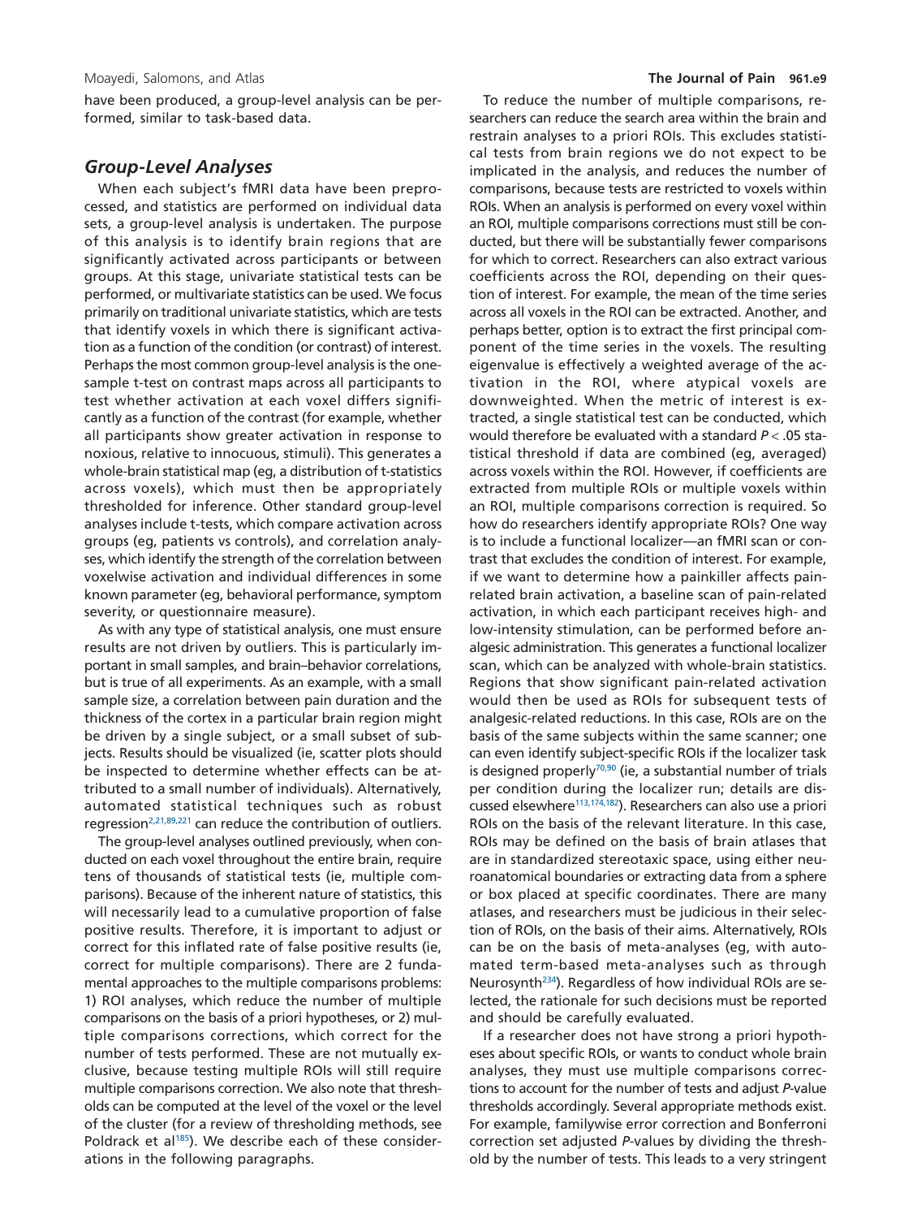have been produced, a group-level analysis can be performed, similar to task-based data.

## Group-Level Analyses

When each subject's fMRI data have been preprocessed, and statistics are performed on individual data sets, a group-level analysis is undertaken. The purpose of this analysis is to identify brain regions that are significantly activated across participants or between groups. At this stage, univariate statistical tests can be performed, or multivariate statistics can be used. We focus primarily on traditional univariate statistics, which are tests that identify voxels in which there is significant activation as a function of the condition (or contrast) of interest. Perhaps the most common group-level analysis is the one-sample t-test on contrast maps across all participants to test whether activation at each voxel differs significantly as a function of the contrast (for example, whether all participants show greater activation in response to noxious, relative to innocuous, stimuli). This generates a whole-brain statistical map (eg, a distribution of t-statistics across voxels), which must then be appropriately thresholded for inference. Other standard group-level analyses include t-tests, which compare activation across groups (eg, patients vs controls), and correlation analyses, which identify the strength of the correlation between voxelwise activation and individual differences in some known parameter (eg, behavioral performance, symptom severity, or questionnaire measure).

As with any type of statistical analysis, one must ensure results are not driven by outliers. This is particularly important in small samples, and brain–behavior correlations, but is true of all experiments. As an example, with a small sample size, a correlation between pain duration and the thickness of the cortex in a particular brain region might be driven by a single subject, or a small subset of subjects. Results should be visualized (ie, scatter plots should be inspected to determine whether effects can be attributed to a small number of individuals). Alternatively, automated statistical techniques such as robust regression[2,21,89,221] can reduce the contribution of outliers.

The group-level analyses outlined previously, when conducted on each voxel throughout the entire brain, require tens of thousands of statistical tests (ie, multiple comparisons). Because of the inherent nature of statistics, this will necessarily lead to a cumulative proportion of false positive results. Therefore, it is important to adjust or correct for this inflated rate of false positive results (ie, correct for multiple comparisons). There are 2 fundamental approaches to the multiple comparisons problems: 1) ROI analyses, which reduce the number of multiple comparisons on the basis of a priori hypotheses, or 2) multiple comparisons corrections, which correct for the number of tests performed. These are not mutually exclusive, because testing multiple ROIs will still require multiple comparisons correction. We also note that thresholds can be computed at the level of the voxel or the level of the cluster (for a review of thresholding methods, see Poldrack et al[185]). We describe each of these considerations in the following paragraphs.

To reduce the number of multiple comparisons, researchers can reduce the search area within the brain and restrain analyses to a priori ROIs. This excludes statistical tests from brain regions we do not expect to be implicated in the analysis, and reduces the number of comparisons, because tests are restricted to voxels within ROIs. When an analysis is performed on every voxel within an ROI, multiple comparisons corrections must still be conducted, but there will be substantially fewer comparisons for which to correct. Researchers can also extract various coefficients across the ROI, depending on their question of interest. For example, the mean of the time series across all voxels in the ROI can be extracted. Another, and perhaps better, option is to extract the first principal component of the time series in the voxels. The resulting eigenvalue is effectively a weighted average of the activation in the ROI, where atypical voxels are downweighted. When the metric of interest is extracted, a single statistical test can be conducted, which would therefore be evaluated with a standard $P < .05$ statistical threshold if data are combined (eg, averaged) across voxels within the ROI. However, if coefficients are extracted from multiple ROIs or multiple voxels within an ROI, multiple comparisons correction is required. So how do researchers identify appropriate ROIs? One way is to include a functional localizer—an fMRI scan or contrast that excludes the condition of interest. For example, if we want to determine how a painkiller affects pain-related brain activation, a baseline scan of pain-related activation, in which each participant receives high- and low-intensity stimulation, can be performed before analgesic administration. This generates a functional localizer scan, which can be analyzed with whole-brain statistics. Regions that show significant pain-related activation would then be used as ROIs for subsequent tests of analgesic-related reductions. In this case, ROIs are on the basis of the same subjects within the same scanner; one can even identify subject-specific ROIs if the localizer task is designed properly[70,90] (ie, a substantial number of trials per condition during the localizer run; details are discussed elsewhere[113,174,182]). Researchers can also use a priori ROIs on the basis of the relevant literature. In this case, ROIs may be defined on the basis of brain atlases that are in standardized stereotaxic space, using either neuroanatomical boundaries or extracting data from a sphere or box placed at specific coordinates. There are many atlases, and researchers must be judicious in their selection of ROIs, on the basis of their aims. Alternatively, ROIs can be on the basis of meta-analyses (eg, with automated term-based meta-analyses such as through Neurosynth[234]). Regardless of how individual ROIs are selected, the rationale for such decisions must be reported and should be carefully evaluated.

If a researcher does not have strong a priori hypotheses about specific ROIs, or wants to conduct whole brain analyses, they must use multiple comparisons corrections to account for the number of tests and adjust *P*-value thresholds accordingly. Several appropriate methods exist. For example, familywise error correction and Bonferroni correction set adjusted *P*-values by dividing the threshold by the number of tests. This leads to a very stringent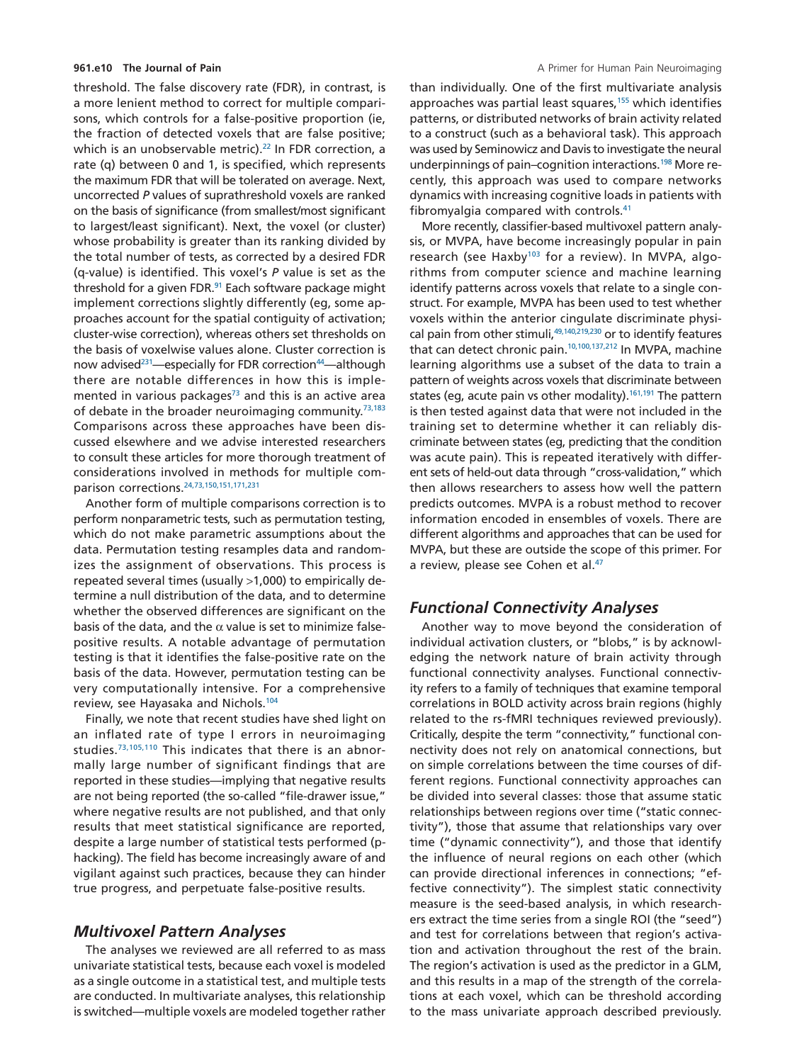threshold. The false discovery rate (FDR), in contrast, is a more lenient method to correct for multiple comparisons, which controls for a false-positive proportion (ie, the fraction of detected voxels that are false positive; which is an unobservable metric).[22] In FDR correction, a rate (q) between 0 and 1, is specified, which represents the maximum FDR that will be tolerated on average. Next, uncorrected *P* values of suprathreshold voxels are ranked on the basis of significance (from smallest/most significant to largest/least significant). Next, the voxel (or cluster) whose probability is greater than its ranking divided by the total number of tests, as corrected by a desired FDR (q-value) is identified. This voxel's *P* value is set as the threshold for a given FDR.[91] Each software package might implement corrections slightly differently (eg, some approaches account for the spatial contiguity of activation; cluster-wise correction), whereas others set thresholds on the basis of voxelwise values alone. Cluster correction is now advised[231]—especially for FDR correction[44]—although there are notable differences in how this is implemented in various packages[73] and this is an active area of debate in the broader neuroimaging community.[73,183] Comparisons across these approaches have been discussed elsewhere and we advise interested researchers to consult these articles for more thorough treatment of considerations involved in methods for multiple comparison corrections.[24,73,150,151,171,231]

Another form of multiple comparisons correction is to perform nonparametric tests, such as permutation testing, which do not make parametric assumptions about the data. Permutation testing resamples data and randomizes the assignment of observations. This process is repeated several times (usually >1,000) to empirically determine a null distribution of the data, and to determine whether the observed differences are significant on the basis of the data, and the $\alpha$ value is set to minimize false-positive results. A notable advantage of permutation testing is that it identifies the false-positive rate on the basis of the data. However, permutation testing can be very computationally intensive. For a comprehensive review, see Hayasaka and Nichols.[104]

Finally, we note that recent studies have shed light on an inflated rate of type I errors in neuroimaging studies.[73,105,110] This indicates that there is an abnormally large number of significant findings that are reported in these studies—implying that negative results are not being reported (the so-called "file-drawer issue," where negative results are not published, and that only results that meet statistical significance are reported, despite a large number of statistical tests performed (p-hacking). The field has become increasingly aware of and vigilant against such practices, because they can hinder true progress, and perpetuate false-positive results.

## Multivoxel Pattern Analyses

The analyses we reviewed are all referred to as mass univariate statistical tests, because each voxel is modeled as a single outcome in a statistical test, and multiple tests are conducted. In multivariate analyses, this relationship is switched—multiple voxels are modeled together rather than individually. One of the first multivariate analysis approaches was partial least squares,[155] which identifies patterns, or distributed networks of brain activity related to a construct (such as a behavioral task). This approach was used by Seminowicz and Davis to investigate the neural underpinnings of pain–cognition interactions.[198] More recently, this approach was used to compare networks dynamics with increasing cognitive loads in patients with fibromyalgia compared with controls.[41]

More recently, classifier-based multivoxel pattern analysis, or MVPA, have become increasingly popular in pain research (see Haxby[103] for a review). In MVPA, algorithms from computer science and machine learning identify patterns across voxels that relate to a single construct. For example, MVPA has been used to test whether voxels within the anterior cingulate discriminate physical pain from other stimuli,[49,140,219,230] or to identify features that can detect chronic pain.[10,100,137,212] In MVPA, machine learning algorithms use a subset of the data to train a pattern of weights across voxels that discriminate between states (eg, acute pain vs other modality).[161,191] The pattern is then tested against data that were not included in the training set to determine whether it can reliably discriminate between states (eg, predicting that the condition was acute pain). This is repeated iteratively with different sets of held-out data through "cross-validation," which then allows researchers to assess how well the pattern predicts outcomes. MVPA is a robust method to recover information encoded in ensembles of voxels. There are different algorithms and approaches that can be used for MVPA, but these are outside the scope of this primer. For a review, please see Cohen et al.[47]

## Functional Connectivity Analyses

Another way to move beyond the consideration of individual activation clusters, or "blobs," is by acknowledging the network nature of brain activity through functional connectivity analyses. Functional connectivity refers to a family of techniques that examine temporal correlations in BOLD activity across brain regions (highly related to the rs-fMRI techniques reviewed previously). Critically, despite the term "connectivity," functional connectivity does not rely on anatomical connections, but on simple correlations between the time courses of different regions. Functional connectivity approaches can be divided into several classes: those that assume static relationships between regions over time ("static connectivity"), those that assume that relationships vary over time ("dynamic connectivity"), and those that identify the influence of neural regions on each other (which can provide directional inferences in connections; "effective connectivity"). The simplest static connectivity measure is the seed-based analysis, in which researchers extract the time series from a single ROI (the "seed") and test for correlations between that region's activation and activation throughout the rest of the brain. The region's activation is used as the predictor in a GLM, and this results in a map of the strength of the correlations at each voxel, which can be threshold according to the mass univariate approach described previously.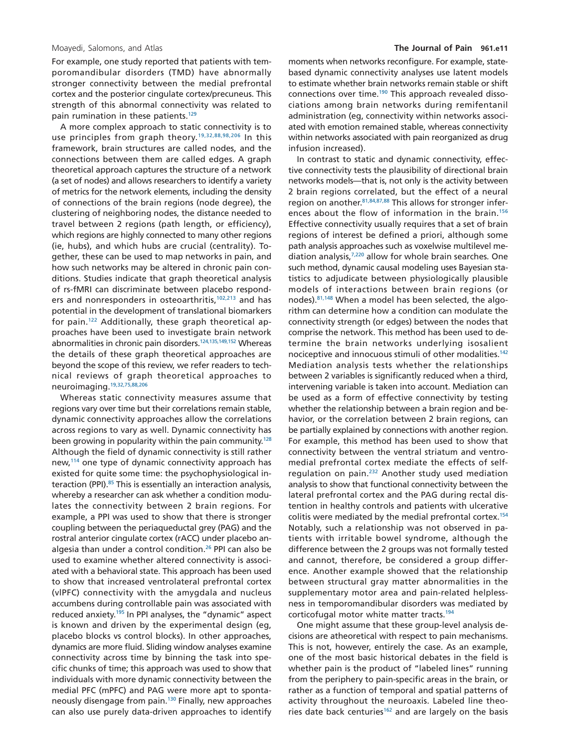For example, one study reported that patients with temporomandibular disorders (TMD) have abnormally stronger connectivity between the medial prefrontal cortex and the posterior cingulate cortex/precuneus. This strength of this abnormal connectivity was related to pain rumination in these patients.[129]

A more complex approach to static connectivity is to use principles from graph theory.[19,32,88,98,206] In this framework, brain structures are called nodes, and the connections between them are called edges. A graph theoretical approach captures the structure of a network (a set of nodes) and allows researchers to identify a variety of metrics for the network elements, including the density of connections of the brain regions (node degree), the clustering of neighboring nodes, the distance needed to travel between 2 regions (path length, or efficiency), which regions are highly connected to many other regions (ie, hubs), and which hubs are crucial (centrality). Together, these can be used to map networks in pain, and how such networks may be altered in chronic pain conditions. Studies indicate that graph theoretical analysis of rs-fMRI can discriminate between placebo responders and nonresponders in osteoarthritis,[102,213] and has potential in the development of translational biomarkers for pain.[122] Additionally, these graph theoretical approaches have been used to investigate brain network abnormalities in chronic pain disorders.[124,135,149,152] Whereas the details of these graph theoretical approaches are beyond the scope of this review, we refer readers to technical reviews of graph theoretical approaches to neuroimaging.[19,32,75,88,206]

Whereas static connectivity measures assume that regions vary over time but their correlations remain stable, dynamic connectivity approaches allow the correlations across regions to vary as well. Dynamic connectivity has been growing in popularity within the pain community.[128] Although the field of dynamic connectivity is still rather new,[114] one type of dynamic connectivity approach has existed for quite some time: the psychophysiological interaction (PPI).[85] This is essentially an interaction analysis, whereby a researcher can ask whether a condition modulates the connectivity between 2 brain regions. For example, a PPI was used to show that there is stronger coupling between the periaqueductal grey (PAG) and the rostral anterior cingulate cortex (rACC) under placebo analgesia than under a control condition.[26] PPI can also be used to examine whether altered connectivity is associated with a behavioral state. This approach has been used to show that increased ventrolateral prefrontal cortex (vlPFC) connectivity with the amygdala and nucleus accumbens during controllable pain was associated with reduced anxiety.[195] In PPI analyses, the "dynamic" aspect is known and driven by the experimental design (eg, placebo blocks vs control blocks). In other approaches, dynamics are more fluid. Sliding window analyses examine connectivity across time by binning the task into specific chunks of time; this approach was used to show that individuals with more dynamic connectivity between the medial PFC (mPFC) and PAG were more apt to spontaneously disengage from pain.[130] Finally, new approaches can also use purely data-driven approaches to identify moments when networks reconfigure. For example, state-based dynamic connectivity analyses use latent models to estimate whether brain networks remain stable or shift connections over time.[190] This approach revealed dissociations among brain networks during remifentanil administration (eg, connectivity within networks associated with emotion remained stable, whereas connectivity within networks associated with pain reorganized as drug infusion increased).

In contrast to static and dynamic connectivity, effective connectivity tests the plausibility of directional brain networks models—that is, not only is the activity between 2 brain regions correlated, but the effect of a neural region on another.[81,84,87,88] This allows for stronger inferences about the flow of information in the brain.[156] Effective connectivity usually requires that a set of brain regions of interest be defined a priori, although some path analysis approaches such as voxelwise multilevel mediation analysis,[7,220] allow for whole brain searches. One such method, dynamic causal modeling uses Bayesian statistics to adjudicate between physiologically plausible models of interactions between brain regions (or nodes).[81,148] When a model has been selected, the algorithm can determine how a condition can modulate the connectivity strength (or edges) between the nodes that comprise the network. This method has been used to determine the brain networks underlying isosalient nociceptive and innocuous stimuli of other modalities.[142] Mediation analysis tests whether the relationships between 2 variables is significantly reduced when a third, intervening variable is taken into account. Mediation can be used as a form of effective connectivity by testing whether the relationship between a brain region and behavior, or the correlation between 2 brain regions, can be partially explained by connections with another region. For example, this method has been used to show that connectivity between the ventral striatum and ventromedial prefrontal cortex mediate the effects of self-regulation on pain.[232] Another study used mediation analysis to show that functional connectivity between the lateral prefrontal cortex and the PAG during rectal distention in healthy controls and patients with ulcerative colitis were mediated by the medial prefrontal cortex.[154] Notably, such a relationship was not observed in patients with irritable bowel syndrome, although the difference between the 2 groups was not formally tested and cannot, therefore, be considered a group difference. Another example showed that the relationship between structural gray matter abnormalities in the supplementary motor area and pain-related helplessness in temporomandibular disorders was mediated by corticofugal motor white matter tracts.[194]

One might assume that these group-level analysis decisions are atheoretical with respect to pain mechanisms. This is not, however, entirely the case. As an example, one of the most basic historical debates in the field is whether pain is the product of "labeled lines" running from the periphery to pain-specific areas in the brain, or rather as a function of temporal and spatial patterns of activity throughout the neuroaxis. Labeled line theories date back centuries[162] and are largely on the basis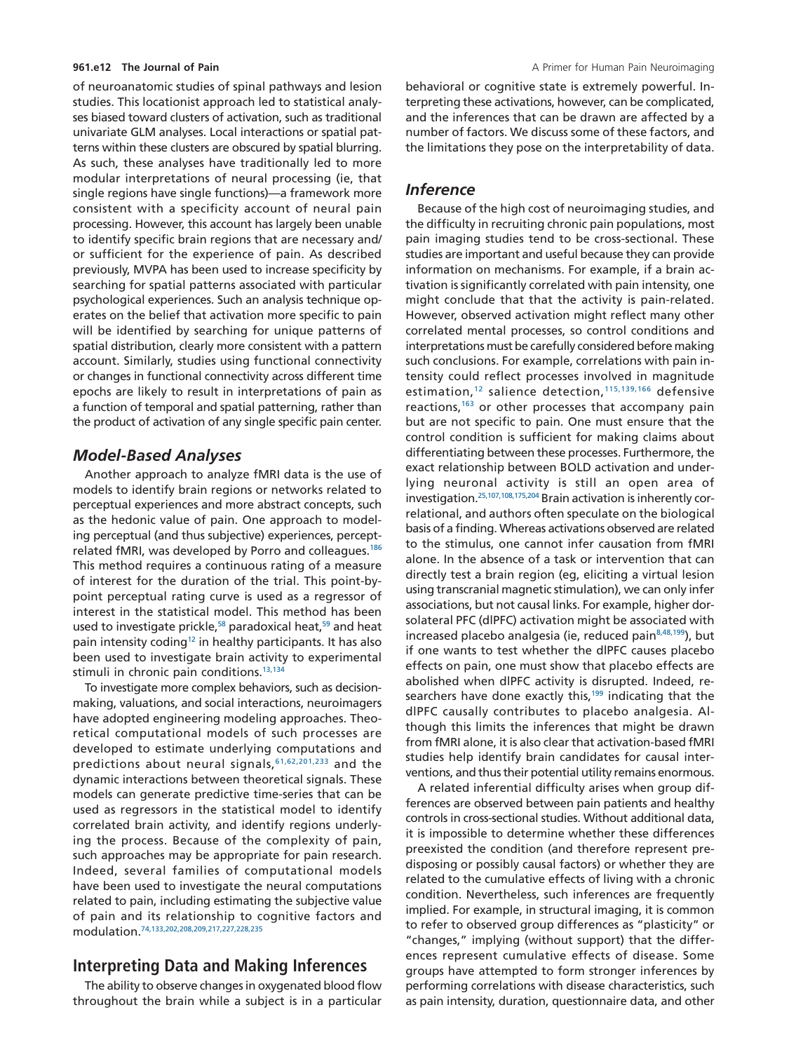of neuroanatomic studies of spinal pathways and lesion studies. This locationist approach led to statistical analyses biased toward clusters of activation, such as traditional univariate GLM analyses. Local interactions or spatial patterns within these clusters are obscured by spatial blurring. As such, these analyses have traditionally led to more modular interpretations of neural processing (ie, that single regions have single functions)—a framework more consistent with a specificity account of neural pain processing. However, this account has largely been unable to identify specific brain regions that are necessary and/or sufficient for the experience of pain. As described previously, MVPA has been used to increase specificity by searching for spatial patterns associated with particular psychological experiences. Such an analysis technique operates on the belief that activation more specific to pain will be identified by searching for unique patterns of spatial distribution, clearly more consistent with a pattern account. Similarly, studies using functional connectivity or changes in functional connectivity across different time epochs are likely to result in interpretations of pain as a function of temporal and spatial patterning, rather than the product of activation of any single specific pain center.

### Model-Based Analyses

Another approach to analyze fMRI data is the use of models to identify brain regions or networks related to perceptual experiences and more abstract concepts, such as the hedonic value of pain. One approach to modeling perceptual (and thus subjective) experiences, percept-related fMRI, was developed by Porro and colleagues.[186] This method requires a continuous rating of a measure of interest for the duration of the trial. This point-by-point perceptual rating curve is used as a regressor of interest in the statistical model. This method has been used to investigate prickle,[58] paradoxical heat,[59] and heat pain intensity coding[12] in healthy participants. It has also been used to investigate brain activity to experimental stimuli in chronic pain conditions.[13,134]

To investigate more complex behaviors, such as decision-making, valuations, and social interactions, neuroimagers have adopted engineering modeling approaches. Theoretical computational models of such processes are developed to estimate underlying computations and predictions about neural signals,[61,62,201,233] and the dynamic interactions between theoretical signals. These models can generate predictive time-series that can be used as regressors in the statistical model to identify correlated brain activity, and identify regions underlying the process. Because of the complexity of pain, such approaches may be appropriate for pain research. Indeed, several families of computational models have been used to investigate the neural computations related to pain, including estimating the subjective value of pain and its relationship to cognitive factors and modulation.[74,133,202,208,209,217,227,228,235]

## Interpreting Data and Making Inferences

The ability to observe changes in oxygenated blood flow throughout the brain while a subject is in a particular behavioral or cognitive state is extremely powerful. Interpreting these activations, however, can be complicated, and the inferences that can be drawn are affected by a number of factors. We discuss some of these factors, and the limitations they pose on the interpretability of data.

### Inference

Because of the high cost of neuroimaging studies, and the difficulty in recruiting chronic pain populations, most pain imaging studies tend to be cross-sectional. These studies are important and useful because they can provide information on mechanisms. For example, if a brain activation is significantly correlated with pain intensity, one might conclude that that the activity is pain-related. However, observed activation might reflect many other correlated mental processes, so control conditions and interpretations must be carefully considered before making such conclusions. For example, correlations with pain intensity could reflect processes involved in magnitude estimation,[12] salience detection,[115,139,166] defensive reactions,[163] or other processes that accompany pain but are not specific to pain. One must ensure that the control condition is sufficient for making claims about differentiating between these processes. Furthermore, the exact relationship between BOLD activation and underlying neuronal activity is still an open area of investigation.[25,107,108,175,204] Brain activation is inherently correlational, and authors often speculate on the biological basis of a finding. Whereas activations observed are related to the stimulus, one cannot infer causation from fMRI alone. In the absence of a task or intervention that can directly test a brain region (eg, eliciting a virtual lesion using transcranial magnetic stimulation), we can only infer associations, but not causal links. For example, higher dorsolateral PFC (dlPFC) activation might be associated with increased placebo analgesia (ie, reduced pain[8,48,199]), but if one wants to test whether the dlPFC causes placebo effects on pain, one must show that placebo effects are abolished when dlPFC activity is disrupted. Indeed, researchers have done exactly this,[199] indicating that the dlPFC causally contributes to placebo analgesia. Although this limits the inferences that might be drawn from fMRI alone, it is also clear that activation-based fMRI studies help identify brain candidates for causal interventions, and thus their potential utility remains enormous.

A related inferential difficulty arises when group differences are observed between pain patients and healthy controls in cross-sectional studies. Without additional data, it is impossible to determine whether these differences preexisted the condition (and therefore represent predisposing or possibly causal factors) or whether they are related to the cumulative effects of living with a chronic condition. Nevertheless, such inferences are frequently implied. For example, in structural imaging, it is common to refer to observed group differences as "plasticity" or "changes," implying (without support) that the differences represent cumulative effects of disease. Some groups have attempted to form stronger inferences by performing correlations with disease characteristics, such as pain intensity, duration, questionnaire data, and other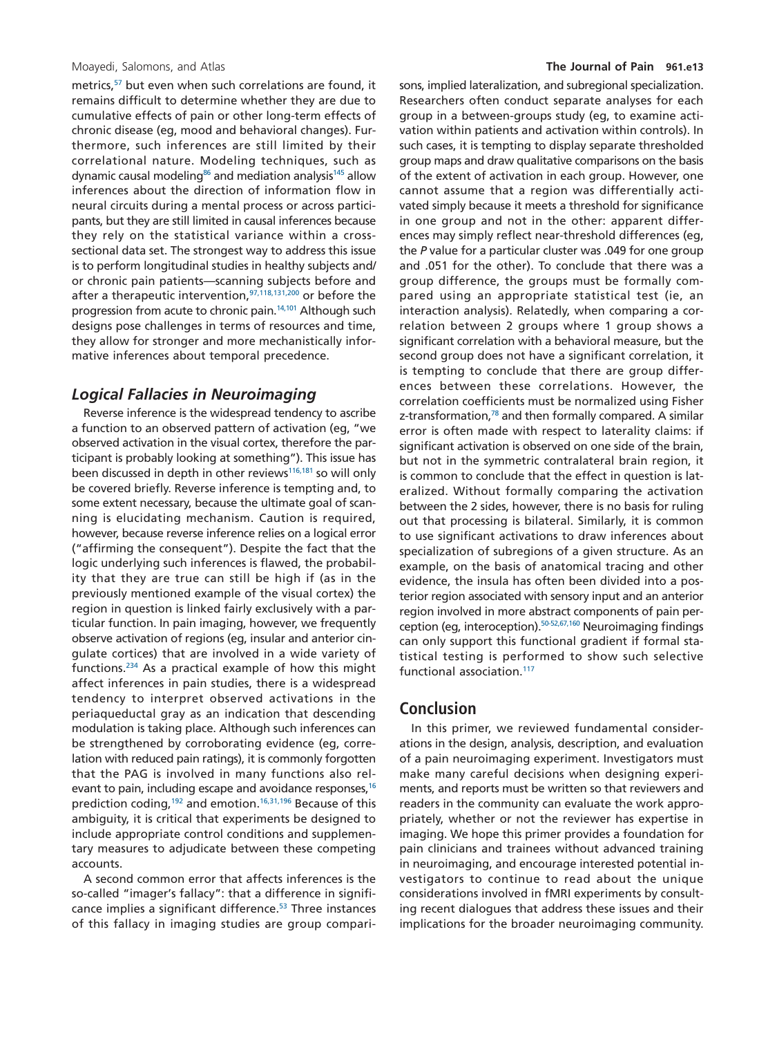metrics,[57] but even when such correlations are found, it remains difficult to determine whether they are due to cumulative effects of pain or other long-term effects of chronic disease (eg, mood and behavioral changes). Furthermore, such inferences are still limited by their correlational nature. Modeling techniques, such as dynamic causal modeling[86] and mediation analysis[145] allow inferences about the direction of information flow in neural circuits during a mental process or across participants, but they are still limited in causal inferences because they rely on the statistical variance within a cross-sectional data set. The strongest way to address this issue is to perform longitudinal studies in healthy subjects and/or chronic pain patients—scanning subjects before and after a therapeutic intervention,[97,118,131,200] or before the progression from acute to chronic pain.[14,101] Although such designs pose challenges in terms of resources and time, they allow for stronger and more mechanistically informative inferences about temporal precedence.

## *Logical Fallacies in Neuroimaging*

Reverse inference is the widespread tendency to ascribe a function to an observed pattern of activation (eg, "we observed activation in the visual cortex, therefore the participant is probably looking at something"). This issue has been discussed in depth in other reviews[116,181] so will only be covered briefly. Reverse inference is tempting and, to some extent necessary, because the ultimate goal of scanning is elucidating mechanism. Caution is required, however, because reverse inference relies on a logical error ("affirming the consequent"). Despite the fact that the logic underlying such inferences is flawed, the probability that they are true can still be high if (as in the previously mentioned example of the visual cortex) the region in question is linked fairly exclusively with a particular function. In pain imaging, however, we frequently observe activation of regions (eg, insular and anterior cingulate cortices) that are involved in a wide variety of functions.[234] As a practical example of how this might affect inferences in pain studies, there is a widespread tendency to interpret observed activations in the periaqueductal gray as an indication that descending modulation is taking place. Although such inferences can be strengthened by corroborating evidence (eg, correlation with reduced pain ratings), it is commonly forgotten that the PAG is involved in many functions also relevant to pain, including escape and avoidance responses,[16] prediction coding,[192] and emotion.[16,31,196] Because of this ambiguity, it is critical that experiments be designed to include appropriate control conditions and supplementary measures to adjudicate between these competing accounts.

A second common error that affects inferences is the so-called "imager's fallacy": that a difference in significance implies a significant difference.[53] Three instances of this fallacy in imaging studies are group comparisons, implied lateralization, and subregional specialization. Researchers often conduct separate analyses for each group in a between-groups study (eg, to examine activation within patients and activation within controls). In such cases, it is tempting to display separate thresholded group maps and draw qualitative comparisons on the basis of the extent of activation in each group. However, one cannot assume that a region was differentially activated simply because it meets a threshold for significance in one group and not in the other: apparent differences may simply reflect near-threshold differences (eg, the *P* value for a particular cluster was .049 for one group and .051 for the other). To conclude that there was a group difference, the groups must be formally compared using an appropriate statistical test (ie, an interaction analysis). Relatedly, when comparing a correlation between 2 groups where 1 group shows a significant correlation with a behavioral measure, but the second group does not have a significant correlation, it is tempting to conclude that there are group differences between these correlations. However, the correlation coefficients must be normalized using Fisher z-transformation,[78] and then formally compared. A similar error is often made with respect to laterality claims: if significant activation is observed on one side of the brain, but not in the symmetric contralateral brain region, it is common to conclude that the effect in question is lateralized. Without formally comparing the activation between the 2 sides, however, there is no basis for ruling out that processing is bilateral. Similarly, it is common to use significant activations to draw inferences about specialization of subregions of a given structure. As an example, on the basis of anatomical tracing and other evidence, the insula has often been divided into a posterior region associated with sensory input and an anterior region involved in more abstract components of pain perception (eg, interoception).[50-52,67,160] Neuroimaging findings can only support this functional gradient if formal statistical testing is performed to show such selective functional association.[117]

## Conclusion

In this primer, we reviewed fundamental considerations in the design, analysis, description, and evaluation of a pain neuroimaging experiment. Investigators must make many careful decisions when designing experiments, and reports must be written so that reviewers and readers in the community can evaluate the work appropriately, whether or not the reviewer has expertise in imaging. We hope this primer provides a foundation for pain clinicians and trainees without advanced training in neuroimaging, and encourage interested potential investigators to continue to read about the unique considerations involved in fMRI experiments by consulting recent dialogues that address these issues and their implications for the broader neuroimaging community.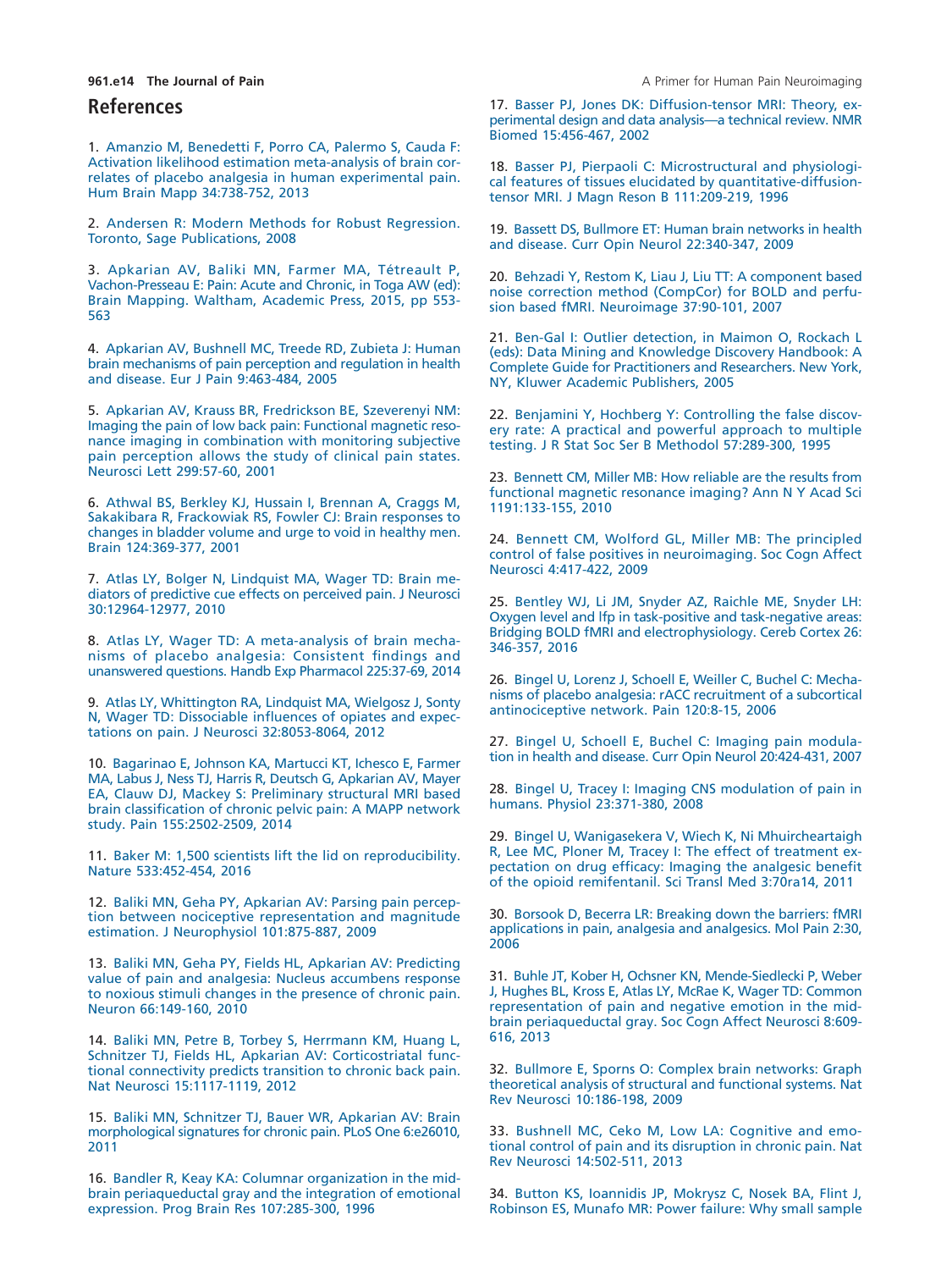## References

1. Amanzio M, Benedetti F, Porro CA, Palermo S, Cauda F: Activation likelihood estimation meta-analysis of brain correlates of placebo analgesia in human experimental pain. Hum Brain Mapp 34:738-752, 2013

2. Andersen R: Modern Methods for Robust Regression. Toronto, Sage Publications, 2008

3. Apkarian AV, Baliki MN, Farmer MA, Tétreault P, Vachon-Presseau E: Pain: Acute and Chronic, in Toga AW (ed): Brain Mapping. Waltham, Academic Press, 2015, pp 553-563

4. Apkarian AV, Bushnell MC, Treede RD, Zubieta J: Human brain mechanisms of pain perception and regulation in health and disease. Eur J Pain 9:463-484, 2005

5. Apkarian AV, Krauss BR, Fredrickson BE, Szeverenyi NM: Imaging the pain of low back pain: Functional magnetic resonance imaging in combination with monitoring subjective pain perception allows the study of clinical pain states. Neurosci Lett 299:57-60, 2001

6. Athwal BS, Berkley KJ, Hussain I, Brennan A, Craggs M, Sakakibara R, Frackowiak RS, Fowler CJ: Brain responses to changes in bladder volume and urge to void in healthy men. Brain 124:369-377, 2001

7. Atlas LY, Bolger N, Lindquist MA, Wager TD: Brain mediators of predictive cue effects on perceived pain. J Neurosci 30:12964-12977, 2010

8. Atlas LY, Wager TD: A meta-analysis of brain mechanisms of placebo analgesia: Consistent findings and unanswered questions. Handb Exp Pharmacol 225:37-69, 2014

9. Atlas LY, Whittington RA, Lindquist MA, Wielgosz J, Sonty N, Wager TD: Dissociable influences of opiates and expectations on pain. J Neurosci 32:8053-8064, 2012

10. Bagarinao E, Johnson KA, Martucci KT, Ichesco E, Farmer MA, Labus J, Ness TJ, Harris R, Deutsch G, Apkarian AV, Mayer EA, Clauw DJ, Mackey S: Preliminary structural MRI based brain classification of chronic pelvic pain: A MAPP network study. Pain 155:2502-2509, 2014

11. Baker M: 1,500 scientists lift the lid on reproducibility. Nature 533:452-454, 2016

12. Baliki MN, Geha PY, Apkarian AV: Parsing pain perception between nociceptive representation and magnitude estimation. J Neurophysiol 101:875-887, 2009

13. Baliki MN, Geha PY, Fields HL, Apkarian AV: Predicting value of pain and analgesia: Nucleus accumbens response to noxious stimuli changes in the presence of chronic pain. Neuron 66:149-160, 2010

14. Baliki MN, Petre B, Torbey S, Herrmann KM, Huang L, Schnitzer TJ, Fields HL, Apkarian AV: Corticostriatal functional connectivity predicts transition to chronic back pain. Nat Neurosci 15:1117-1119, 2012

15. Baliki MN, Schnitzer TJ, Bauer WR, Apkarian AV: Brain morphological signatures for chronic pain. PLoS One 6:e26010, 2011

16. Bandler R, Keay KA: Columnar organization in the midbrain periaqueductal gray and the integration of emotional expression. Prog Brain Res 107:285-300, 1996

17. Basser PJ, Jones DK: Diffusion-tensor MRI: Theory, experimental design and data analysis—a technical review. NMR Biomed 15:456-467, 2002

18. Basser PJ, Pierpaoli C: Microstructural and physiological features of tissues elucidated by quantitative-diffusion-tensor MRI. J Magn Reson B 111:209-219, 1996

19. Bassett DS, Bullmore ET: Human brain networks in health and disease. Curr Opin Neurol 22:340-347, 2009

20. Behzadi Y, Restom K, Liau J, Liu TT: A component based noise correction method (CompCor) for BOLD and perfusion based fMRI. Neuroimage 37:90-101, 2007

21. Ben-Gal I: Outlier detection, in Maimon O, Rockach L (eds): Data Mining and Knowledge Discovery Handbook: A Complete Guide for Practitioners and Researchers. New York, NY, Kluwer Academic Publishers, 2005

22. Benjamini Y, Hochberg Y: Controlling the false discovery rate: A practical and powerful approach to multiple testing. J R Stat Soc Ser B Methodol 57:289-300, 1995

23. Bennett CM, Miller MB: How reliable are the results from functional magnetic resonance imaging? Ann N Y Acad Sci 1191:133-155, 2010

24. Bennett CM, Wolford GL, Miller MB: The principled control of false positives in neuroimaging. Soc Cogn Affect Neurosci 4:417-422, 2009

25. Bentley WJ, Li JM, Snyder AZ, Raichle ME, Snyder LH: Oxygen level and lfp in task-positive and task-negative areas: Bridging BOLD fMRI and electrophysiology. Cereb Cortex 26:346-357, 2016

26. Bingel U, Lorenz J, Schoell E, Weiller C, Buchel C: Mechanisms of placebo analgesia: rACC recruitment of a subcortical antinociceptive network. Pain 120:8-15, 2006

27. Bingel U, Schoell E, Buchel C: Imaging pain modulation in health and disease. Curr Opin Neurol 20:424-431, 2007

28. Bingel U, Tracey I: Imaging CNS modulation of pain in humans. Physiol 23:371-380, 2008

29. Bingel U, Wanigasekera V, Wiech K, Ni Mhuircheartaigh R, Lee MC, Ploner M, Tracey I: The effect of treatment expectation on drug efficacy: Imaging the analgesic benefit of the opioid remifentanil. Sci Transl Med 3:70ra14, 2011

30. Borsook D, Becerra LR: Breaking down the barriers: fMRI applications in pain, analgesia and analgesics. Mol Pain 2:30, 2006

31. Buhle JT, Kober H, Ochsner KN, Mende-Siedlecki P, Weber J, Hughes BL, Kross E, Atlas LY, McRae K, Wager TD: Common representation of pain and negative emotion in the midbrain periaqueductal gray. Soc Cogn Affect Neurosci 8:609-616, 2013

32. Bullmore E, Sporns O: Complex brain networks: Graph theoretical analysis of structural and functional systems. Nat Rev Neurosci 10:186-198, 2009

33. Bushnell MC, Ceko M, Low LA: Cognitive and emotional control of pain and its disruption in chronic pain. Nat Rev Neurosci 14:502-511, 2013

34. Button KS, Ioannidis JP, Mokrysz C, Nosek BA, Flint J, Robinson ES, Munafo MR: Power failure: Why small sample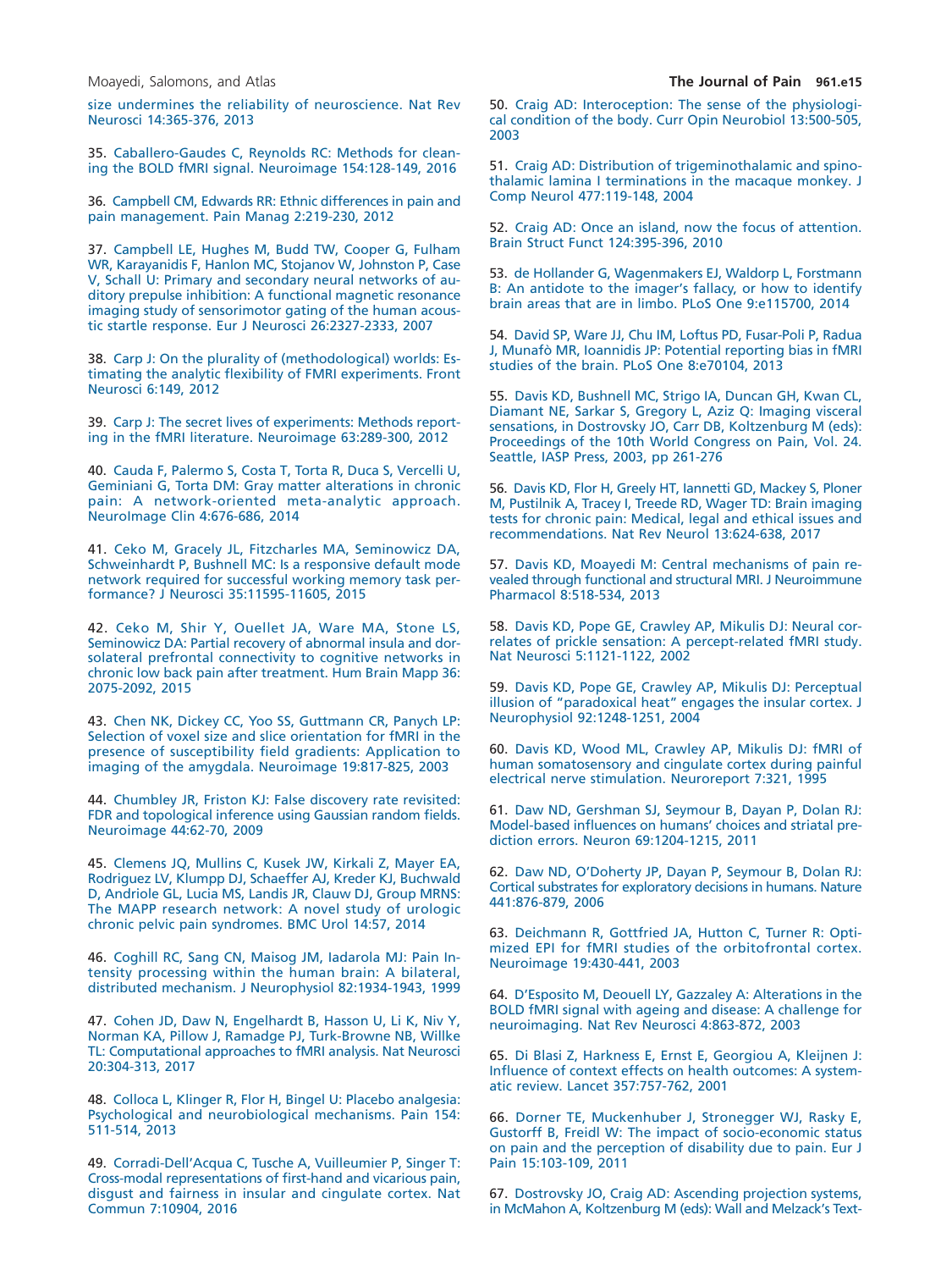size undermines the reliability of neuroscience. Nat Rev Neurosci 14:365-376, 2013

35. Caballero-Gaudes C, Reynolds RC: Methods for cleaning the BOLD fMRI signal. Neuroimage 154:128-149, 2016

36. Campbell CM, Edwards RR: Ethnic differences in pain and pain management. Pain Manag 2:219-230, 2012

37. Campbell LE, Hughes M, Budd TW, Cooper G, Fulham WR, Karayanidis F, Hanlon MC, Stojanov W, Johnston P, Case V, Schall U: Primary and secondary neural networks of auditory prepulse inhibition: A functional magnetic resonance imaging study of sensorimotor gating of the human acoustic startle response. Eur J Neurosci 26:2327-2333, 2007

38. Carp J: On the plurality of (methodological) worlds: Estimating the analytic flexibility of FMRI experiments. Front Neurosci 6:149, 2012

39. Carp J: The secret lives of experiments: Methods reporting in the fMRI literature. Neuroimage 63:289-300, 2012

40. Cauda F, Palermo S, Costa T, Torta R, Duca S, Vercelli U, Geminiani G, Torta DM: Gray matter alterations in chronic pain: A network-oriented meta-analytic approach. NeuroImage Clin 4:676-686, 2014

41. Ceko M, Gracely JL, Fitzcharles MA, Seminowicz DA, Schweinhardt P, Bushnell MC: Is a responsive default mode network required for successful working memory task performance? J Neurosci 35:11595-11605, 2015

42. Ceko M, Shir Y, Ouellet JA, Ware MA, Stone LS, Seminowicz DA: Partial recovery of abnormal insula and dorsolateral prefrontal connectivity to cognitive networks in chronic low back pain after treatment. Hum Brain Mapp 36: 2075-2092, 2015

43. Chen NK, Dickey CC, Yoo SS, Guttmann CR, Panych LP: Selection of voxel size and slice orientation for fMRI in the presence of susceptibility field gradients: Application to imaging of the amygdala. Neuroimage 19:817-825, 2003

44. Chumbley JR, Friston KJ: False discovery rate revisited: FDR and topological inference using Gaussian random fields. Neuroimage 44:62-70, 2009

45. Clemens JQ, Mullins C, Kusek JW, Kirkali Z, Mayer EA, Rodriguez LV, Klumpp DJ, Schaeffer AJ, Kreder KJ, Buchwald D, Andriole GL, Lucia MS, Landis JR, Clauw DJ, Group MRNS: The MAPP research network: A novel study of urologic chronic pelvic pain syndromes. BMC Urol 14:57, 2014

46. Coghill RC, Sang CN, Maisog JM, Iadarola MJ: Pain Intensity processing within the human brain: A bilateral, distributed mechanism. J Neurophysiol 82:1934-1943, 1999

47. Cohen JD, Daw N, Engelhardt B, Hasson U, Li K, Niv Y, Norman KA, Pillow J, Ramadge PJ, Turk-Browne NB, Willke TL: Computational approaches to fMRI analysis. Nat Neurosci 20:304-313, 2017

48. Colloca L, Klinger R, Flor H, Bingel U: Placebo analgesia: Psychological and neurobiological mechanisms. Pain 154: 511-514, 2013

49. Corradi-Dell'Acqua C, Tusche A, Vuilleumier P, Singer T: Cross-modal representations of first-hand and vicarious pain, disgust and fairness in insular and cingulate cortex. Nat Commun 7:10904, 2016

50. Craig AD: Interoception: The sense of the physiological condition of the body. Curr Opin Neurobiol 13:500-505, 2003

51. Craig AD: Distribution of trigeminothalamic and spinothalamic lamina I terminations in the macaque monkey. J Comp Neurol 477:119-148, 2004

52. Craig AD: Once an island, now the focus of attention. Brain Struct Funct 124:395-396, 2010

53. de Hollander G, Wagenmakers EJ, Waldorp L, Forstmann B: An antidote to the imager's fallacy, or how to identify brain areas that are in limbo. PLoS One 9:e115700, 2014

54. David SP, Ware JJ, Chu IM, Loftus PD, Fusar-Poli P, Radua J, Munafò MR, Ioannidis JP: Potential reporting bias in fMRI studies of the brain. PLoS One 8:e70104, 2013

55. Davis KD, Bushnell MC, Strigo IA, Duncan GH, Kwan CL, Diamant NE, Sarkar S, Gregory L, Aziz Q: Imaging visceral sensations, in Dostrovsky JO, Carr DB, Koltzenburg M (eds): Proceedings of the 10th World Congress on Pain, Vol. 24. Seattle, IASP Press, 2003, pp 261-276

56. Davis KD, Flor H, Greely HT, Iannetti GD, Mackey S, Ploner M, Pustilnik A, Tracey I, Treede RD, Wager TD: Brain imaging tests for chronic pain: Medical, legal and ethical issues and recommendations. Nat Rev Neurol 13:624-638, 2017

57. Davis KD, Moayedi M: Central mechanisms of pain revealed through functional and structural MRI. J Neuroimmune Pharmacol 8:518-534, 2013

58. Davis KD, Pope GE, Crawley AP, Mikulis DJ: Neural correlates of prickle sensation: A percept-related fMRI study. Nat Neurosci 5:1121-1122, 2002

59. Davis KD, Pope GE, Crawley AP, Mikulis DJ: Perceptual illusion of "paradoxical heat" engages the insular cortex. J Neurophysiol 92:1248-1251, 2004

60. Davis KD, Wood ML, Crawley AP, Mikulis DJ: fMRI of human somatosensory and cingulate cortex during painful electrical nerve stimulation. Neuroreport 7:321, 1995

61. Daw ND, Gershman SJ, Seymour B, Dayan P, Dolan RJ: Model-based influences on humans' choices and striatal prediction errors. Neuron 69:1204-1215, 2011

62. Daw ND, O'Doherty JP, Dayan P, Seymour B, Dolan RJ: Cortical substrates for exploratory decisions in humans. Nature 441:876-879, 2006

63. Deichmann R, Gottfried JA, Hutton C, Turner R: Optimized EPI for fMRI studies of the orbitofrontal cortex. Neuroimage 19:430-441, 2003

64. D'Esposito M, Deouell LY, Gazzaley A: Alterations in the BOLD fMRI signal with ageing and disease: A challenge for neuroimaging. Nat Rev Neurosci 4:863-872, 2003

65. Di Blasi Z, Harkness E, Ernst E, Georgiou A, Kleijnen J: Influence of context effects on health outcomes: A systematic review. Lancet 357:757-762, 2001

66. Dorner TE, Muckenhuber J, Stronegger WJ, Rasky E, Gustorff B, Freidl W: The impact of socio-economic status on pain and the perception of disability due to pain. Eur J Pain 15:103-109, 2011

67. Dostrovsky JO, Craig AD: Ascending projection systems, in McMahon A, Koltzenburg M (eds): Wall and Melzack's Text-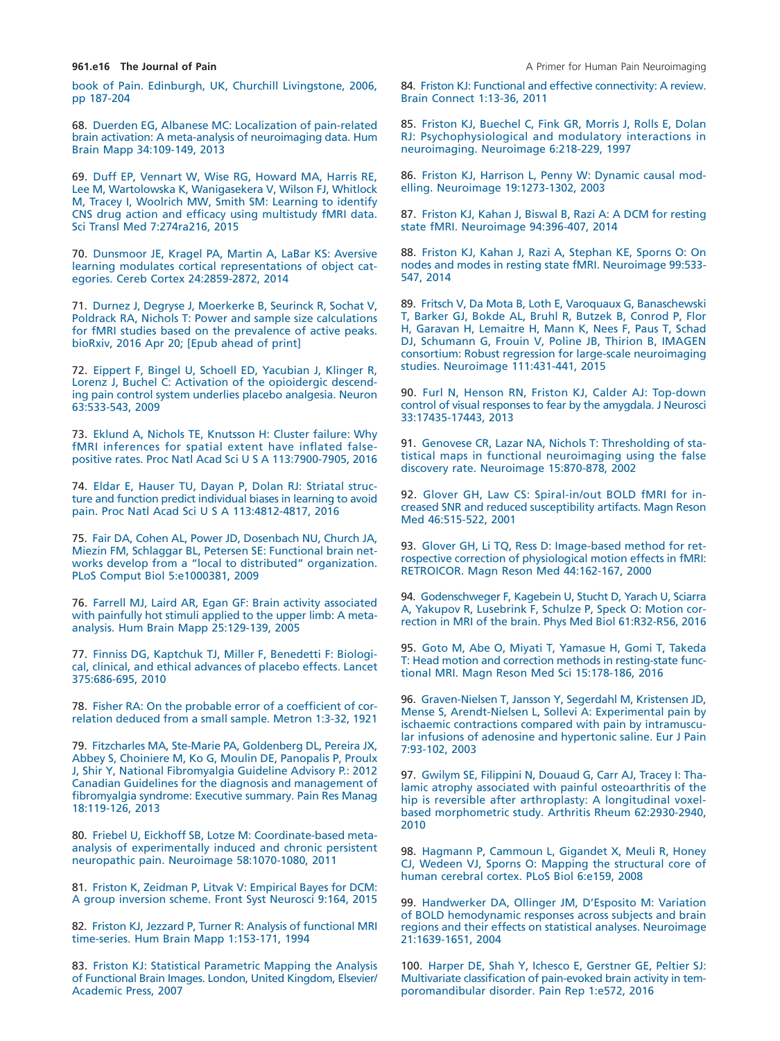book of Pain. Edinburgh, UK, Churchill Livingstone, 2006, pp 187-204

68. Duerden EG, Albanese MC: Localization of pain-related brain activation: A meta-analysis of neuroimaging data. Hum Brain Mapp 34:109-149, 2013

69. Duff EP, Vennart W, Wise RG, Howard MA, Harris RE, Lee M, Wartolowska K, Wanigasekera V, Wilson FJ, Whitlock M, Tracey I, Woolrich MW, Smith SM: Learning to identify CNS drug action and efficacy using multistudy fMRI data. Sci Transl Med 7:274ra216, 2015

70. Dunsmoor JE, Kragel PA, Martin A, LaBar KS: Aversive learning modulates cortical representations of object categories. Cereb Cortex 24:2859-2872, 2014

71. Durnez J, Degryse J, Moerkerke B, Seurinck R, Sochat V, Poldrack RA, Nichols T: Power and sample size calculations for fMRI studies based on the prevalence of active peaks. bioRxiv, 2016 Apr 20; [Epub ahead of print]

72. Eippert F, Bingel U, Schoell ED, Yacubian J, Klinger R, Lorenz J, Buchel C: Activation of the opioidergic descending pain control system underlies placebo analgesia. Neuron 63:533-543, 2009

73. Eklund A, Nichols TE, Knutsson H: Cluster failure: Why fMRI inferences for spatial extent have inflated false-positive rates. Proc Natl Acad Sci U S A 113:7900-7905, 2016

74. Eldar E, Hauser TU, Dayan P, Dolan RJ: Striatal structure and function predict individual biases in learning to avoid pain. Proc Natl Acad Sci U S A 113:4812-4817, 2016

75. Fair DA, Cohen AL, Power JD, Dosenbach NU, Church JA, Miezin FM, Schlaggar BL, Petersen SE: Functional brain networks develop from a "local to distributed" organization. PLoS Comput Biol 5:e1000381, 2009

76. Farrell MJ, Laird AR, Egan GF: Brain activity associated with painfully hot stimuli applied to the upper limb: A meta-analysis. Hum Brain Mapp 25:129-139, 2005

77. Finniss DG, Kaptchuk TJ, Miller F, Benedetti F: Biological, clinical, and ethical advances of placebo effects. Lancet 375:686-695, 2010

78. Fisher RA: On the probable error of a coefficient of correlation deduced from a small sample. Metron 1:3-32, 1921

79. Fitzcharles MA, Ste-Marie PA, Goldenberg DL, Pereira JX, Abbey S, Choiniere M, Ko G, Moulin DE, Panopalis P, Proulx J, Shir Y, National Fibromyalgia Guideline Advisory P.: 2012 Canadian Guidelines for the diagnosis and management of fibromyalgia syndrome: Executive summary. Pain Res Manag 18:119-126, 2013

80. Friebel U, Eickhoff SB, Lotze M: Coordinate-based meta-analysis of experimentally induced and chronic persistent neuropathic pain. Neuroimage 58:1070-1080, 2011

81. Friston K, Zeidman P, Litvak V: Empirical Bayes for DCM: A group inversion scheme. Front Syst Neurosci 9:164, 2015

82. Friston KJ, Jezzard P, Turner R: Analysis of functional MRI time-series. Hum Brain Mapp 1:153-171, 1994

83. Friston KJ: Statistical Parametric Mapping the Analysis of Functional Brain Images. London, United Kingdom, Elsevier/Academic Press, 2007

84. Friston KJ: Functional and effective connectivity: A review. Brain Connect 1:13-36, 2011

85. Friston KJ, Buechel C, Fink GR, Morris J, Rolls E, Dolan RJ: Psychophysiological and modulatory interactions in neuroimaging. Neuroimage 6:218-229, 1997

86. Friston KJ, Harrison L, Penny W: Dynamic causal modelling. Neuroimage 19:1273-1302, 2003

87. Friston KJ, Kahan J, Biswal B, Razi A: A DCM for resting state fMRI. Neuroimage 94:396-407, 2014

88. Friston KJ, Kahan J, Razi A, Stephan KE, Sporns O: On nodes and modes in resting state fMRI. Neuroimage 99:533-547, 2014

89. Fritsch V, Da Mota B, Loth E, Varoquaux G, Banaschewski T, Barker GJ, Bokde AL, Bruhl R, Butzek B, Conrod P, Flor H, Garavan H, Lemaitre H, Mann K, Nees F, Paus T, Schad DJ, Schumann G, Frouin V, Poline JB, Thirion B, IMAGEN consortium: Robust regression for large-scale neuroimaging studies. Neuroimage 111:431-441, 2015

90. Furl N, Henson RN, Friston KJ, Calder AJ: Top-down control of visual responses to fear by the amygdala. J Neurosci 33:17435-17443, 2013

91. Genovese CR, Lazar NA, Nichols T: Thresholding of statistical maps in functional neuroimaging using the false discovery rate. Neuroimage 15:870-878, 2002

92. Glover GH, Law CS: Spiral-in/out BOLD fMRI for increased SNR and reduced susceptibility artifacts. Magn Reson Med 46:515-522, 2001

93. Glover GH, Li TQ, Ress D: Image-based method for retrospective correction of physiological motion effects in fMRI: RETROICOR. Magn Reson Med 44:162-167, 2000

94. Godenschweger F, Kagebein U, Stucht D, Yarach U, Sciarra A, Yakupov R, Lusebrink F, Schulze P, Speck O: Motion correction in MRI of the brain. Phys Med Biol 61:R32-R56, 2016

95. Goto M, Abe O, Miyati T, Yamasue H, Gomi T, Takeda T: Head motion and correction methods in resting-state functional MRI. Magn Reson Med Sci 15:178-186, 2016

96. Graven-Nielsen T, Jansson Y, Segerdahl M, Kristensen JD, Mense S, Arendt-Nielsen L, Sollevi A: Experimental pain by ischaemic contractions compared with pain by intramuscular infusions of adenosine and hypertonic saline. Eur J Pain 7:93-102, 2003

97. Gwilym SE, Filippini N, Douaud G, Carr AJ, Tracey I: Thalamic atrophy associated with painful osteoarthritis of the hip is reversible after arthroplasty: A longitudinal voxel-based morphometric study. Arthritis Rheum 62:2930-2940, 2010

98. Hagmann P, Cammoun L, Gigandet X, Meuli R, Honey CJ, Wedeen VJ, Sporns O: Mapping the structural core of human cerebral cortex. PLoS Biol 6:e159, 2008

99. Handwerker DA, Ollinger JM, D'Esposito M: Variation of BOLD hemodynamic responses across subjects and brain regions and their effects on statistical analyses. Neuroimage 21:1639-1651, 2004

100. Harper DE, Shah Y, Ichesco E, Gerstner GE, Peltier SJ: Multivariate classification of pain-evoked brain activity in temporomandibular disorder. Pain Rep 1:e572, 2016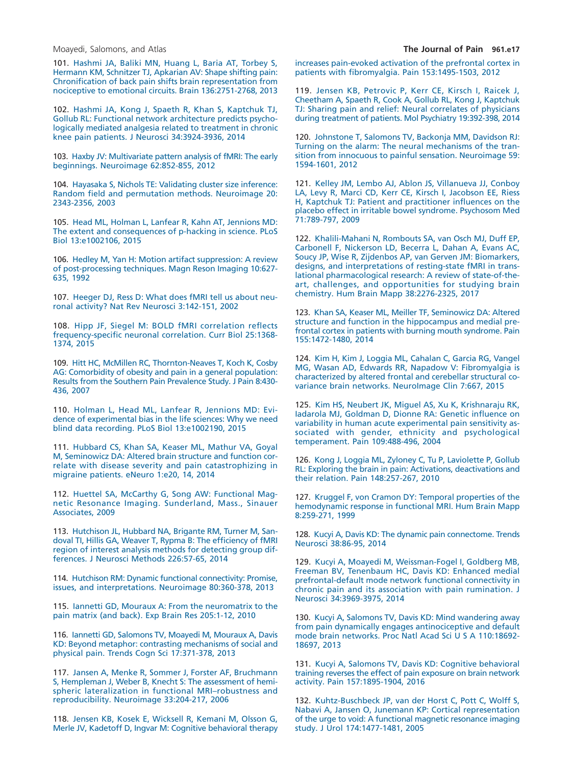101. Hashmi JA, Baliki MN, Huang L, Baria AT, Torbey S, Hermann KM, Schnitzer TJ, Apkarian AV: Shape shifting pain: Chronification of back pain shifts brain representation from nociceptive to emotional circuits. Brain 136:2751-2768, 2013

102. Hashmi JA, Kong J, Spaeth R, Khan S, Kaptchuk TJ, Gollub RL: Functional network architecture predicts psychologically mediated analgesia related to treatment in chronic knee pain patients. J Neurosci 34:3924-3936, 2014

103. Haxby JV: Multivariate pattern analysis of fMRI: The early beginnings. Neuroimage 62:852-855, 2012

104. Hayasaka S, Nichols TE: Validating cluster size inference: Random field and permutation methods. Neuroimage 20: 2343-2356, 2003

105. Head ML, Holman L, Lanfear R, Kahn AT, Jennions MD: The extent and consequences of p-hacking in science. PLoS Biol 13:e1002106, 2015

106. Hedley M, Yan H: Motion artifact suppression: A review of post-processing techniques. Magn Reson Imaging 10:627-635, 1992

107. Heeger DJ, Ress D: What does fMRI tell us about neuronal activity? Nat Rev Neurosci 3:142-151, 2002

108. Hipp JF, Siegel M: BOLD fMRI correlation reflects frequency-specific neuronal correlation. Curr Biol 25:1368-1374, 2015

109. Hitt HC, McMillen RC, Thornton-Neaves T, Koch K, Cosby AG: Comorbidity of obesity and pain in a general population: Results from the Southern Pain Prevalence Study. J Pain 8:430-436, 2007

110. Holman L, Head ML, Lanfear R, Jennions MD: Evidence of experimental bias in the life sciences: Why we need blind data recording. PLoS Biol 13:e1002190, 2015

111. Hubbard CS, Khan SA, Keaser ML, Mathur VA, Goyal M, Seminowicz DA: Altered brain structure and function correlate with disease severity and pain catastrophizing in migraine patients. eNeuro 1:e20, 14, 2014

112. Huettel SA, McCarthy G, Song AW: Functional Magnetic Resonance Imaging. Sunderland, Mass., Sinauer Associates, 2009

113. Hutchison JL, Hubbard NA, Brigante RM, Turner M, Sandoval TI, Hillis GA, Weaver T, Rypma B: The efficiency of fMRI region of interest analysis methods for detecting group differences. J Neurosci Methods 226:57-65, 2014

114. Hutchison RM: Dynamic functional connectivity: Promise, issues, and interpretations. Neuroimage 80:360-378, 2013

115. Iannetti GD, Mouraux A: From the neuromatrix to the pain matrix (and back). Exp Brain Res 205:1-12, 2010

116. Iannetti GD, Salomons TV, Moayedi M, Mouraux A, Davis KD: Beyond metaphor: contrasting mechanisms of social and physical pain. Trends Cogn Sci 17:371-378, 2013

117. Jansen A, Menke R, Sommer J, Forster AF, Bruchmann S, Hempleman J, Weber B, Knecht S: The assessment of hemispheric lateralization in functional MRI–robustness and reproducibility. Neuroimage 33:204-217, 2006

118. Jensen KB, Kosek E, Wicksell R, Kemani M, Olsson G, Merle JV, Kadetoff D, Ingvar M: Cognitive behavioral therapy increases pain-evoked activation of the prefrontal cortex in patients with fibromyalgia. Pain 153:1495-1503, 2012

119. Jensen KB, Petrovic P, Kerr CE, Kirsch I, Raicek J, Cheetham A, Spaeth R, Cook A, Gollub RL, Kong J, Kaptchuk TJ: Sharing pain and relief: Neural correlates of physicians during treatment of patients. Mol Psychiatry 19:392-398, 2014

120. Johnstone T, Salomons TV, Backonja MM, Davidson RJ: Turning on the alarm: The neural mechanisms of the transition from innocuous to painful sensation. Neuroimage 59: 1594-1601, 2012

121. Kelley JM, Lembo AJ, Ablon JS, Villanueva JJ, Conboy LA, Levy R, Marci CD, Kerr CE, Kirsch I, Jacobson EE, Riess H, Kaptchuk TJ: Patient and practitioner influences on the placebo effect in irritable bowel syndrome. Psychosom Med 71:789-797, 2009

122. Khalili-Mahani N, Rombouts SA, van Osch MJ, Duff EP, Carbonell F, Nickerson LD, Becerra L, Dahan A, Evans AC, Soucy JP, Wise R, Zijdenbos AP, van Gerven JM: Biomarkers, designs, and interpretations of resting-state fMRI in translational pharmacological research: A review of state-of-the-art, challenges, and opportunities for studying brain chemistry. Hum Brain Mapp 38:2276-2325, 2017

123. Khan SA, Keaser ML, Meiller TF, Seminowicz DA: Altered structure and function in the hippocampus and medial prefrontal cortex in patients with burning mouth syndrome. Pain 155:1472-1480, 2014

124. Kim H, Kim J, Loggia ML, Cahalan C, Garcia RG, Vangel MG, Wasan AD, Edwards RR, Napadow V: Fibromyalgia is characterized by altered frontal and cerebellar structural covariance brain networks. NeuroImage Clin 7:667, 2015

125. Kim HS, Neubert JK, Miguel AS, Xu K, Krishnaraju RK, Iadarola MJ, Goldman D, Dionne RA: Genetic influence on variability in human acute experimental pain sensitivity associated with gender, ethnicity and psychological temperament. Pain 109:488-496, 2004

126. Kong J, Loggia ML, Zyloney C, Tu P, Laviolette P, Gollub RL: Exploring the brain in pain: Activations, deactivations and their relation. Pain 148:257-267, 2010

127. Kruggel F, von Cramon DY: Temporal properties of the hemodynamic response in functional MRI. Hum Brain Mapp 8:259-271, 1999

128. Kucyi A, Davis KD: The dynamic pain connectome. Trends Neurosci 38:86-95, 2014

129. Kucyi A, Moayedi M, Weissman-Fogel I, Goldberg MB, Freeman BV, Tenenbaum HC, Davis KD: Enhanced medial prefrontal-default mode network functional connectivity in chronic pain and its association with pain rumination. J Neurosci 34:3969-3975, 2014

130. Kucyi A, Salomons TV, Davis KD: Mind wandering away from pain dynamically engages antinociceptive and default mode brain networks. Proc Natl Acad Sci U S A 110:18692-18697, 2013

131. Kucyi A, Salomons TV, Davis KD: Cognitive behavioral training reverses the effect of pain exposure on brain network activity. Pain 157:1895-1904, 2016

132. Kuhtz-Buschbeck JP, van der Horst C, Pott C, Wolff S, Nabavi A, Jansen O, Junemann KP: Cortical representation of the urge to void: A functional magnetic resonance imaging study. J Urol 174:1477-1481, 2005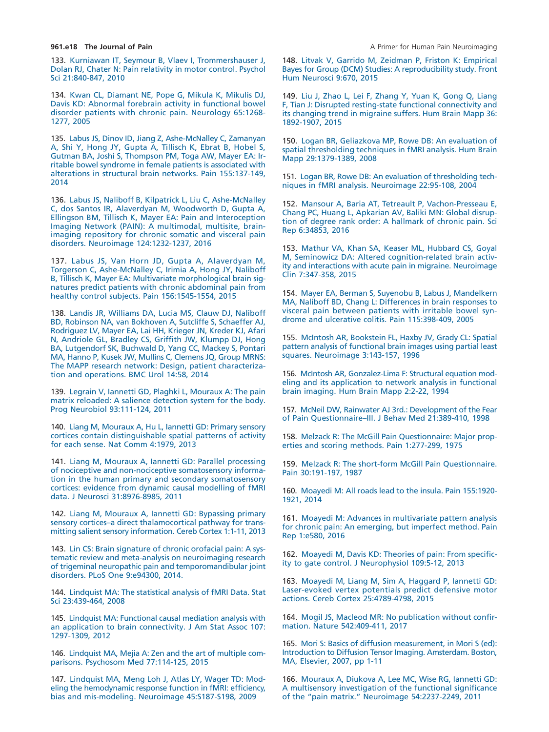133. Kurniawan IT, Seymour B, Vlaev I, Trommershauser J, Dolan RJ, Chater N: Pain relativity in motor control. Psychol Sci 21:840-847, 2010

134. Kwan CL, Diamant NE, Pope G, Mikula K, Mikulis DJ, Davis KD: Abnormal forebrain activity in functional bowel disorder patients with chronic pain. Neurology 65:1268-1277, 2005

135. Labus JS, Dinov ID, Jiang Z, Ashe-McNalley C, Zamanyan A, Shi Y, Hong JY, Gupta A, Tillisch K, Ebrat B, Hobel S, Gutman BA, Joshi S, Thompson PM, Toga AW, Mayer EA: Irritable bowel syndrome in female patients is associated with alterations in structural brain networks. Pain 155:137-149, 2014

136. Labus JS, Naliboff B, Kilpatrick L, Liu C, Ashe-McNalley C, dos Santos IR, Alaverdyan M, Woodworth D, Gupta A, Ellingson BM, Tillisch K, Mayer EA: Pain and Interoception Imaging Network (PAIN): A multimodal, multisite, brain-imaging repository for chronic somatic and visceral pain disorders. Neuroimage 124:1232-1237, 2016

137. Labus JS, Van Horn JD, Gupta A, Alaverdyan M, Torgerson C, Ashe-McNalley C, Irimia A, Hong JY, Naliboff B, Tillisch K, Mayer EA: Multivariate morphological brain signatures predict patients with chronic abdominal pain from healthy control subjects. Pain 156:1545-1554, 2015

138. Landis JR, Williams DA, Lucia MS, Clauw DJ, Naliboff BD, Robinson NA, van Bokhoven A, Sutcliffe S, Schaeffer AJ, Rodriguez LV, Mayer EA, Lai HH, Krieger JN, Kreder KJ, Afari N, Andriole GL, Bradley CS, Griffith JW, Klumpp DJ, Hong BA, Lutgendorf SK, Buchwald D, Yang CC, Mackey S, Pontari MA, Hanno P, Kusek JW, Mullins C, Clemens JQ, Group MRNS: The MAPP research network: Design, patient characterization and operations. BMC Urol 14:58, 2014

139. Legrain V, Iannetti GD, Plaghki L, Mouraux A: The pain matrix reloaded: A salience detection system for the body. Prog Neurobiol 93:111-124, 2011

140. Liang M, Mouraux A, Hu L, Iannetti GD: Primary sensory cortices contain distinguishable spatial patterns of activity for each sense. Nat Comm 4:1979, 2013

141. Liang M, Mouraux A, Iannetti GD: Parallel processing of nociceptive and non-nociceptive somatosensory information in the human primary and secondary somatosensory cortices: evidence from dynamic causal modelling of fMRI data. J Neurosci 31:8976-8985, 2011

142. Liang M, Mouraux A, Iannetti GD: Bypassing primary sensory cortices–a direct thalamocortical pathway for transmitting salient sensory information. Cereb Cortex 1:1-11, 2013

143. Lin CS: Brain signature of chronic orofacial pain: A systematic review and meta-analysis on neuroimaging research of trigeminal neuropathic pain and temporomandibular joint disorders. PLoS One 9:e94300, 2014.

144. Lindquist MA: The statistical analysis of fMRI Data. Stat Sci 23:439-464, 2008

145. Lindquist MA: Functional causal mediation analysis with an application to brain connectivity. J Am Stat Assoc 107: 1297-1309, 2012

146. Lindquist MA, Mejia A: Zen and the art of multiple comparisons. Psychosom Med 77:114-125, 2015

147. Lindquist MA, Meng Loh J, Atlas LY, Wager TD: Modeling the hemodynamic response function in fMRI: efficiency, bias and mis-modeling. Neuroimage 45:S187-S198, 2009

148. Litvak V, Garrido M, Zeidman P, Friston K: Empirical Bayes for Group (DCM) Studies: A reproducibility study. Front Hum Neurosci 9:670, 2015

149. Liu J, Zhao L, Lei F, Zhang Y, Yuan K, Gong Q, Liang F, Tian J: Disrupted resting-state functional connectivity and its changing trend in migraine suffers. Hum Brain Mapp 36: 1892-1907, 2015

150. Logan BR, Geliazkova MP, Rowe DB: An evaluation of spatial thresholding techniques in fMRI analysis. Hum Brain Mapp 29:1379-1389, 2008

151. Logan BR, Rowe DB: An evaluation of thresholding techniques in fMRI analysis. Neuroimage 22:95-108, 2004

152. Mansour A, Baria AT, Tetreault P, Vachon-Presseau E, Chang PC, Huang L, Apkarian AV, Baliki MN: Global disruption of degree rank order: A hallmark of chronic pain. Sci Rep 6:34853, 2016

153. Mathur VA, Khan SA, Keaser ML, Hubbard CS, Goyal M, Seminowicz DA: Altered cognition-related brain activity and interactions with acute pain in migraine. Neuroimage Clin 7:347-358, 2015

154. Mayer EA, Berman S, Suyenobu B, Labus J, Mandelkern MA, Naliboff BD, Chang L: Differences in brain responses to visceral pain between patients with irritable bowel syndrome and ulcerative colitis. Pain 115:398-409, 2005

155. McIntosh AR, Bookstein FL, Haxby JV, Grady CL: Spatial pattern analysis of functional brain images using partial least squares. Neuroimage 3:143-157, 1996

156. McIntosh AR, Gonzalez-Lima F: Structural equation modeling and its application to network analysis in functional brain imaging. Hum Brain Mapp 2:2-22, 1994

157. McNeil DW, Rainwater AJ 3rd.: Development of the Fear of Pain Questionnaire–III. J Behav Med 21:389-410, 1998

158. Melzack R: The McGill Pain Questionnaire: Major properties and scoring methods. Pain 1:277-299, 1975

159. Melzack R: The short-form McGill Pain Questionnaire. Pain 30:191-197, 1987

160. Moayedi M: All roads lead to the insula. Pain 155:1920-1921, 2014

161. Moayedi M: Advances in multivariate pattern analysis for chronic pain: An emerging, but imperfect method. Pain Rep 1:e580, 2016

162. Moayedi M, Davis KD: Theories of pain: From specificity to gate control. J Neurophysiol 109:5-12, 2013

163. Moayedi M, Liang M, Sim A, Haggard P, Iannetti GD: Laser-evoked vertex potentials predict defensive motor actions. Cereb Cortex 25:4789-4798, 2015

164. Mogil JS, Macleod MR: No publication without confirmation. Nature 542:409-411, 2017

165. Mori S: Basics of diffusion measurement, in Mori S (ed): Introduction to Diffusion Tensor Imaging. Amsterdam. Boston, MA, Elsevier, 2007, pp 1-11

166. Mouraux A, Diukova A, Lee MC, Wise RG, Iannetti GD: A multisensory investigation of the functional significance of the "pain matrix." Neuroimage 54:2237-2249, 2011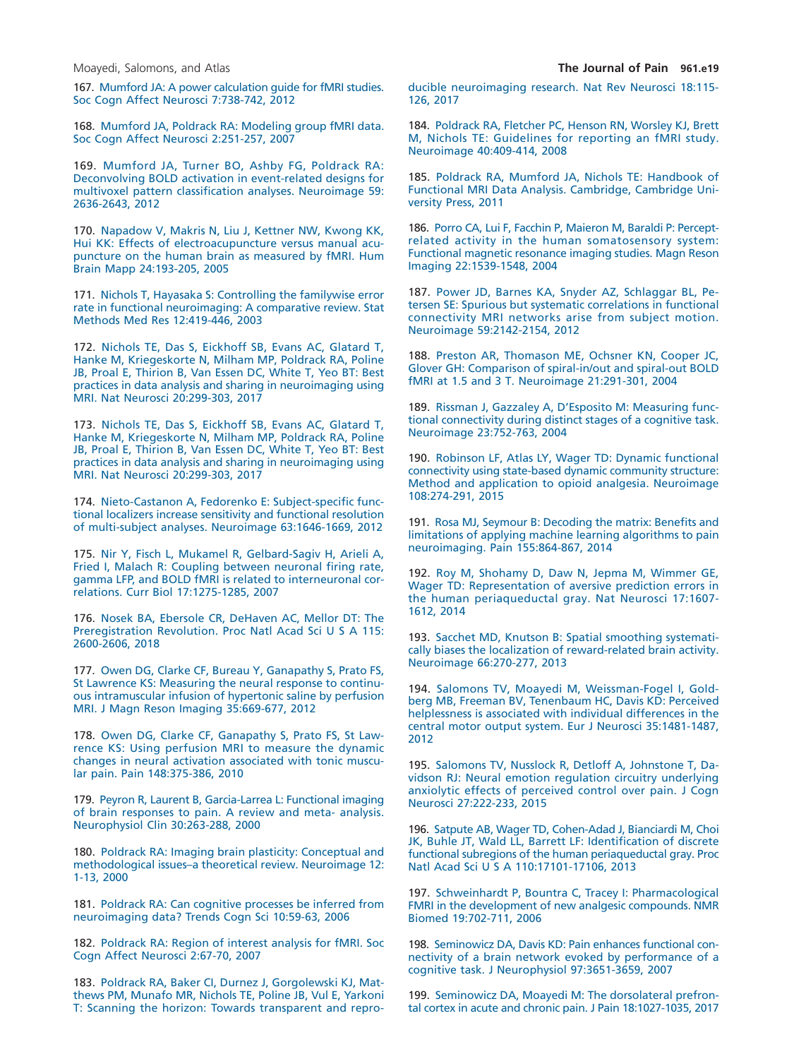167. Mumford JA: A power calculation guide for fMRI studies. Soc Cogn Affect Neurosci 7:738-742, 2012

168. Mumford JA, Poldrack RA: Modeling group fMRI data. Soc Cogn Affect Neurosci 2:251-257, 2007

169. Mumford JA, Turner BO, Ashby FG, Poldrack RA: Deconvolving BOLD activation in event-related designs for multivoxel pattern classification analyses. Neuroimage 59: 2636-2643, 2012

170. Napadow V, Makris N, Liu J, Kettner NW, Kwong KK, Hui KK: Effects of electroacupuncture versus manual acupuncture on the human brain as measured by fMRI. Hum Brain Mapp 24:193-205, 2005

171. Nichols T, Hayasaka S: Controlling the familywise error rate in functional neuroimaging: A comparative review. Stat Methods Med Res 12:419-446, 2003

172. Nichols TE, Das S, Eickhoff SB, Evans AC, Glatard T, Hanke M, Kriegeskorte N, Milham MP, Poldrack RA, Poline JB, Proal E, Thirion B, Van Essen DC, White T, Yeo BT: Best practices in data analysis and sharing in neuroimaging using MRI. Nat Neurosci 20:299-303, 2017

173. Nichols TE, Das S, Eickhoff SB, Evans AC, Glatard T, Hanke M, Kriegeskorte N, Milham MP, Poldrack RA, Poline JB, Proal E, Thirion B, Van Essen DC, White T, Yeo BT: Best practices in data analysis and sharing in neuroimaging using MRI. Nat Neurosci 20:299-303, 2017

174. Nieto-Castanon A, Fedorenko E: Subject-specific functional localizers increase sensitivity and functional resolution of multi-subject analyses. Neuroimage 63:1646-1669, 2012

175. Nir Y, Fisch L, Mukamel R, Gelbard-Sagiv H, Arieli A, Fried I, Malach R: Coupling between neuronal firing rate, gamma LFP, and BOLD fMRI is related to interneuronal correlations. Curr Biol 17:1275-1285, 2007

176. Nosek BA, Ebersole CR, DeHaven AC, Mellor DT: The Preregistration Revolution. Proc Natl Acad Sci U S A 115: 2600-2606, 2018

177. Owen DG, Clarke CF, Bureau Y, Ganapathy S, Prato FS, St Lawrence KS: Measuring the neural response to continuous intramuscular infusion of hypertonic saline by perfusion MRI. J Magn Reson Imaging 35:669-677, 2012

178. Owen DG, Clarke CF, Ganapathy S, Prato FS, St Lawrence KS: Using perfusion MRI to measure the dynamic changes in neural activation associated with tonic muscular pain. Pain 148:375-386, 2010

179. Peyron R, Laurent B, Garcia-Larrea L: Functional imaging of brain responses to pain. A review and meta- analysis. Neurophysiol Clin 30:263-288, 2000

180. Poldrack RA: Imaging brain plasticity: Conceptual and methodological issues–a theoretical review. Neuroimage 12: 1-13, 2000

181. Poldrack RA: Can cognitive processes be inferred from neuroimaging data? Trends Cogn Sci 10:59-63, 2006

182. Poldrack RA: Region of interest analysis for fMRI. Soc Cogn Affect Neurosci 2:67-70, 2007

183. Poldrack RA, Baker CI, Durnez J, Gorgolewski KJ, Matthews PM, Munafo MR, Nichols TE, Poline JB, Vul E, Yarkoni T: Scanning the horizon: Towards transparent and reproducible neuroimaging research. Nat Rev Neurosci 18:115-126, 2017

184. Poldrack RA, Fletcher PC, Henson RN, Worsley KJ, Brett M, Nichols TE: Guidelines for reporting an fMRI study. Neuroimage 40:409-414, 2008

185. Poldrack RA, Mumford JA, Nichols TE: Handbook of Functional MRI Data Analysis. Cambridge, Cambridge University Press, 2011

186. Porro CA, Lui F, Facchin P, Maieron M, Baraldi P: Percept-related activity in the human somatosensory system: Functional magnetic resonance imaging studies. Magn Reson Imaging 22:1539-1548, 2004

187. Power JD, Barnes KA, Snyder AZ, Schlaggar BL, Petersen SE: Spurious but systematic correlations in functional connectivity MRI networks arise from subject motion. Neuroimage 59:2142-2154, 2012

188. Preston AR, Thomason ME, Ochsner KN, Cooper JC, Glover GH: Comparison of spiral-in/out and spiral-out BOLD fMRI at 1.5 and 3 T. Neuroimage 21:291-301, 2004

189. Rissman J, Gazzaley A, D'Esposito M: Measuring functional connectivity during distinct stages of a cognitive task. Neuroimage 23:752-763, 2004

190. Robinson LF, Atlas LY, Wager TD: Dynamic functional connectivity using state-based dynamic community structure: Method and application to opioid analgesia. Neuroimage 108:274-291, 2015

191. Rosa MJ, Seymour B: Decoding the matrix: Benefits and limitations of applying machine learning algorithms to pain neuroimaging. Pain 155:864-867, 2014

192. Roy M, Shohamy D, Daw N, Jepma M, Wimmer GE, Wager TD: Representation of aversive prediction errors in the human periaqueductal gray. Nat Neurosci 17:1607-1612, 2014

193. Sacchet MD, Knutson B: Spatial smoothing systematically biases the localization of reward-related brain activity. Neuroimage 66:270-277, 2013

194. Salomons TV, Moayedi M, Weissman-Fogel I, Goldberg MB, Freeman BV, Tenenbaum HC, Davis KD: Perceived helplessness is associated with individual differences in the central motor output system. Eur J Neurosci 35:1481-1487, 2012

195. Salomons TV, Nusslock R, Detloff A, Johnstone T, Davidson RJ: Neural emotion regulation circuitry underlying anxiolytic effects of perceived control over pain. J Cogn Neurosci 27:222-233, 2015

196. Satpute AB, Wager TD, Cohen-Adad J, Bianciardi M, Choi JK, Buhle JT, Wald LL, Barrett LF: Identification of discrete functional subregions of the human periaqueductal gray. Proc Natl Acad Sci U S A 110:17101-17106, 2013

197. Schweinhardt P, Bountra C, Tracey I: Pharmacological FMRI in the development of new analgesic compounds. NMR Biomed 19:702-711, 2006

198. Seminowicz DA, Davis KD: Pain enhances functional connectivity of a brain network evoked by performance of a cognitive task. J Neurophysiol 97:3651-3659, 2007

199. Seminowicz DA, Moayedi M: The dorsolateral prefrontal cortex in acute and chronic pain. J Pain 18:1027-1035, 2017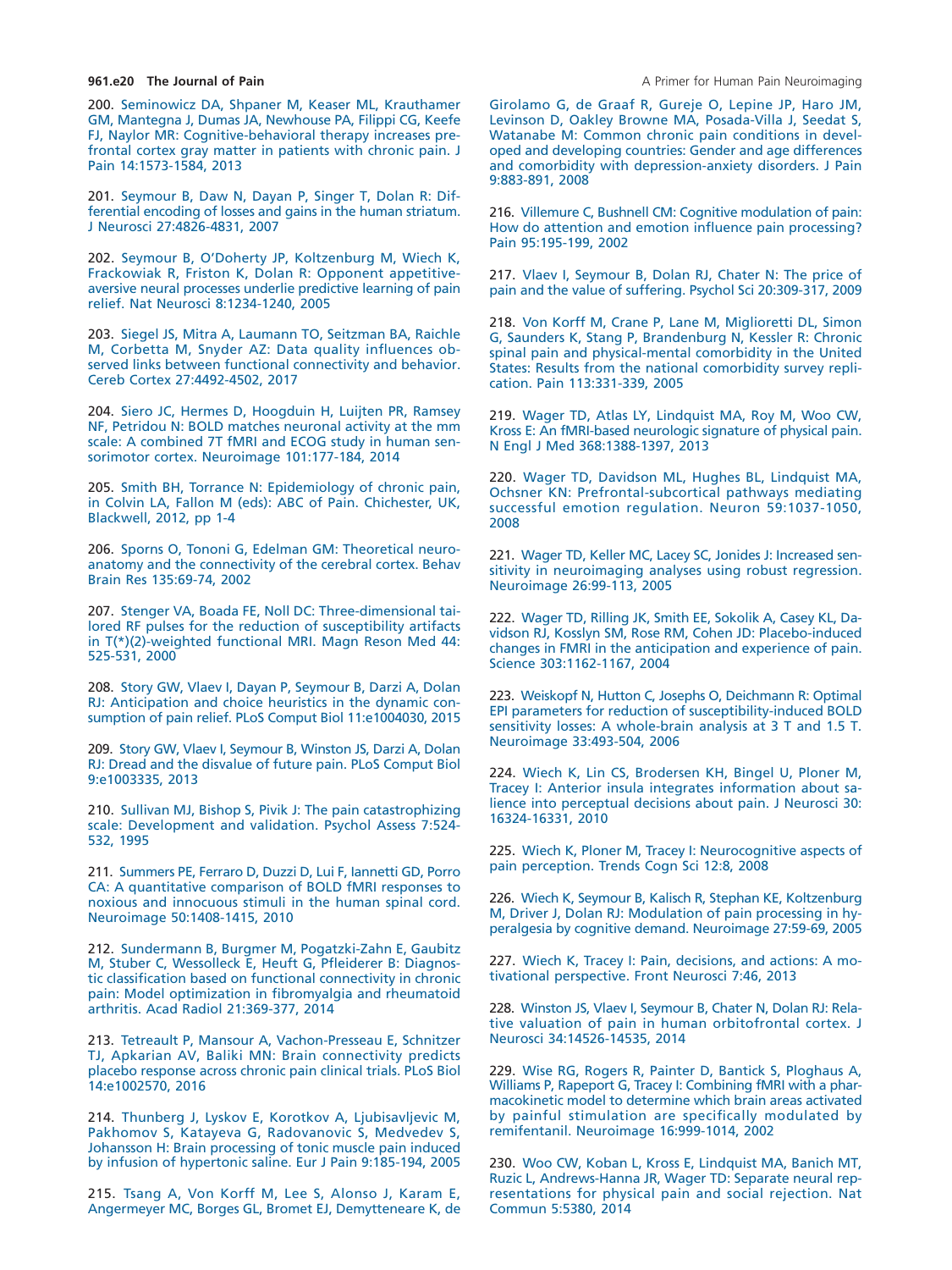200. Seminowicz DA, Shpaner M, Keaser ML, Krauthamer GM, Mantegna J, Dumas JA, Newhouse PA, Filippi CG, Keefe FJ, Naylor MR: Cognitive-behavioral therapy increases prefrontal cortex gray matter in patients with chronic pain. J Pain 14:1573-1584, 2013

201. Seymour B, Daw N, Dayan P, Singer T, Dolan R: Differential encoding of losses and gains in the human striatum. J Neurosci 27:4826-4831, 2007

202. Seymour B, O'Doherty JP, Koltzenburg M, Wiech K, Frackowiak R, Friston K, Dolan R: Opponent appetitive-aversive neural processes underlie predictive learning of pain relief. Nat Neurosci 8:1234-1240, 2005

203. Siegel JS, Mitra A, Laumann TO, Seitzman BA, Raichle M, Corbetta M, Snyder AZ: Data quality influences observed links between functional connectivity and behavior. Cereb Cortex 27:4492-4502, 2017

204. Siero JC, Hermes D, Hoogduin H, Luijten PR, Ramsey NF, Petridou N: BOLD matches neuronal activity at the mm scale: A combined 7T fMRI and ECOG study in human sensorimotor cortex. Neuroimage 101:177-184, 2014

205. Smith BH, Torrance N: Epidemiology of chronic pain, in Colvin LA, Fallon M (eds): ABC of Pain. Chichester, UK, Blackwell, 2012, pp 1-4

206. Sporns O, Tononi G, Edelman GM: Theoretical neuroanatomy and the connectivity of the cerebral cortex. Behav Brain Res 135:69-74, 2002

207. Stenger VA, Boada FE, Noll DC: Three-dimensional tailored RF pulses for the reduction of susceptibility artifacts in T(*)(2)-weighted functional MRI. Magn Reson Med 44: 525-531, 2000

208. Story GW, Vlaev I, Dayan P, Seymour B, Darzi A, Dolan RJ: Anticipation and choice heuristics in the dynamic consumption of pain relief. PLoS Comput Biol 11:e1004030, 2015

209. Story GW, Vlaev I, Seymour B, Winston JS, Darzi A, Dolan RJ: Dread and the disvalue of future pain. PLoS Comput Biol 9:e1003335, 2013

210. Sullivan MJ, Bishop S, Pivik J: The pain catastrophizing scale: Development and validation. Psychol Assess 7:524-532, 1995

211. Summers PE, Ferraro D, Duzzi D, Lui F, Iannetti GD, Porro CA: A quantitative comparison of BOLD fMRI responses to noxious and innocuous stimuli in the human spinal cord. Neuroimage 50:1408-1415, 2010

212. Sundermann B, Burgmer M, Pogatzki-Zahn E, Gaubitz M, Stuber C, Wessolleck E, Heuft G, Pfleiderer B: Diagnostic classification based on functional connectivity in chronic pain: Model optimization in fibromyalgia and rheumatoid arthritis. Acad Radiol 21:369-377, 2014

213. Tetreault P, Mansour A, Vachon-Presseau E, Schnitzer TJ, Apkarian AV, Baliki MN: Brain connectivity predicts placebo response across chronic pain clinical trials. PLoS Biol 14:e1002570, 2016

214. Thunberg J, Lyskov E, Korotkov A, Ljubisavljevic M, Pakhomov S, Katayeva G, Radovanovic S, Medvedev S, Johansson H: Brain processing of tonic muscle pain induced by infusion of hypertonic saline. Eur J Pain 9:185-194, 2005

215. Tsang A, Von Korff M, Lee S, Alonso J, Karam E, Angermeyer MC, Borges GL, Bromet EJ, Demytteneare K, de Girolamo G, de Graaf R, Gureje O, Lepine JP, Haro JM, Levinson D, Oakley Browne MA, Posada-Villa J, Seedat S, Watanabe M: Common chronic pain conditions in developed and developing countries: Gender and age differences and comorbidity with depression-anxiety disorders. J Pain 9:883-891, 2008

216. Villemure C, Bushnell CM: Cognitive modulation of pain: How do attention and emotion influence pain processing? Pain 95:195-199, 2002

217. Vlaev I, Seymour B, Dolan RJ, Chater N: The price of pain and the value of suffering. Psychol Sci 20:309-317, 2009

218. Von Korff M, Crane P, Lane M, Miglioretti DL, Simon G, Saunders K, Stang P, Brandenburg N, Kessler R: Chronic spinal pain and physical-mental comorbidity in the United States: Results from the national comorbidity survey replication. Pain 113:331-339, 2005

219. Wager TD, Atlas LY, Lindquist MA, Roy M, Woo CW, Kross E: An fMRI-based neurologic signature of physical pain. N Engl J Med 368:1388-1397, 2013

220. Wager TD, Davidson ML, Hughes BL, Lindquist MA, Ochsner KN: Prefrontal-subcortical pathways mediating successful emotion regulation. Neuron 59:1037-1050, 2008

221. Wager TD, Keller MC, Lacey SC, Jonides J: Increased sensitivity in neuroimaging analyses using robust regression. Neuroimage 26:99-113, 2005

222. Wager TD, Rilling JK, Smith EE, Sokolik A, Casey KL, Davidson RJ, Kosslyn SM, Rose RM, Cohen JD: Placebo-induced changes in FMRI in the anticipation and experience of pain. Science 303:1162-1167, 2004

223. Weiskopf N, Hutton C, Josephs O, Deichmann R: Optimal EPI parameters for reduction of susceptibility-induced BOLD sensitivity losses: A whole-brain analysis at 3 T and 1.5 T. Neuroimage 33:493-504, 2006

224. Wiech K, Lin CS, Brodersen KH, Bingel U, Ploner M, Tracey I: Anterior insula integrates information about salience into perceptual decisions about pain. J Neurosci 30: 16324-16331, 2010

225. Wiech K, Ploner M, Tracey I: Neurocognitive aspects of pain perception. Trends Cogn Sci 12:8, 2008

226. Wiech K, Seymour B, Kalisch R, Stephan KE, Koltzenburg M, Driver J, Dolan RJ: Modulation of pain processing in hyperalgesia by cognitive demand. Neuroimage 27:59-69, 2005

227. Wiech K, Tracey I: Pain, decisions, and actions: A motivational perspective. Front Neurosci 7:46, 2013

228. Winston JS, Vlaev I, Seymour B, Chater N, Dolan RJ: Relative valuation of pain in human orbitofrontal cortex. J Neurosci 34:14526-14535, 2014

229. Wise RG, Rogers R, Painter D, Bantick S, Ploghaus A, Williams P, Rapeport G, Tracey I: Combining fMRI with a pharmacokinetic model to determine which brain areas activated by painful stimulation are specifically modulated by remifentanil. Neuroimage 16:999-1014, 2002

230. Woo CW, Koban L, Kross E, Lindquist MA, Banich MT, Ruzic L, Andrews-Hanna JR, Wager TD: Separate neural representations for physical pain and social rejection. Nat Commun 5:5380, 2014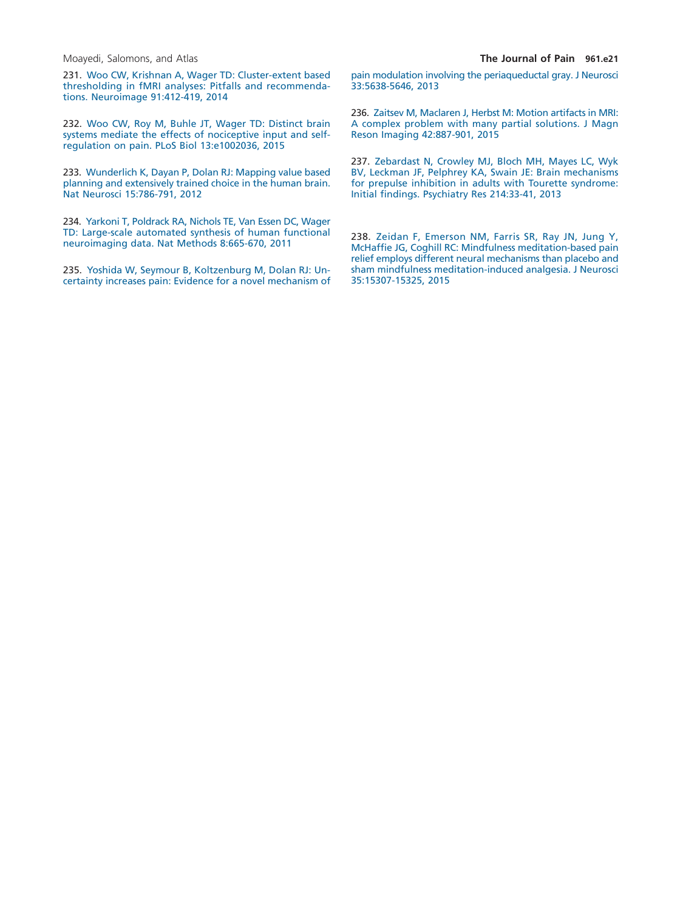231. Woo CW, Krishnan A, Wager TD: Cluster-extent based thresholding in fMRI analyses: Pitfalls and recommendations. Neuroimage 91:412-419, 2014

232. Woo CW, Roy M, Buhle JT, Wager TD: Distinct brain systems mediate the effects of nociceptive input and self-regulation on pain. PLoS Biol 13:e1002036, 2015

233. Wunderlich K, Dayan P, Dolan RJ: Mapping value based planning and extensively trained choice in the human brain. Nat Neurosci 15:786-791, 2012

234. Yarkoni T, Poldrack RA, Nichols TE, Van Essen DC, Wager TD: Large-scale automated synthesis of human functional neuroimaging data. Nat Methods 8:665-670, 2011

235. Yoshida W, Seymour B, Koltzenburg M, Dolan RJ: Uncertainty increases pain: Evidence for a novel mechanism of pain modulation involving the periaqueductal gray. J Neurosci 33:5638-5646, 2013

236. Zaitsev M, Maclaren J, Herbst M: Motion artifacts in MRI: A complex problem with many partial solutions. J Magn Reson Imaging 42:887-901, 2015

237. Zebardast N, Crowley MJ, Bloch MH, Mayes LC, Wyk BV, Leckman JF, Pelphrey KA, Swain JE: Brain mechanisms for prepulse inhibition in adults with Tourette syndrome: Initial findings. Psychiatry Res 214:33-41, 2013

238. Zeidan F, Emerson NM, Farris SR, Ray JN, Jung Y, McHaffie JG, Coghill RC: Mindfulness meditation-based pain relief employs different neural mechanisms than placebo and sham mindfulness meditation-induced analgesia. J Neurosci 35:15307-15325, 2015